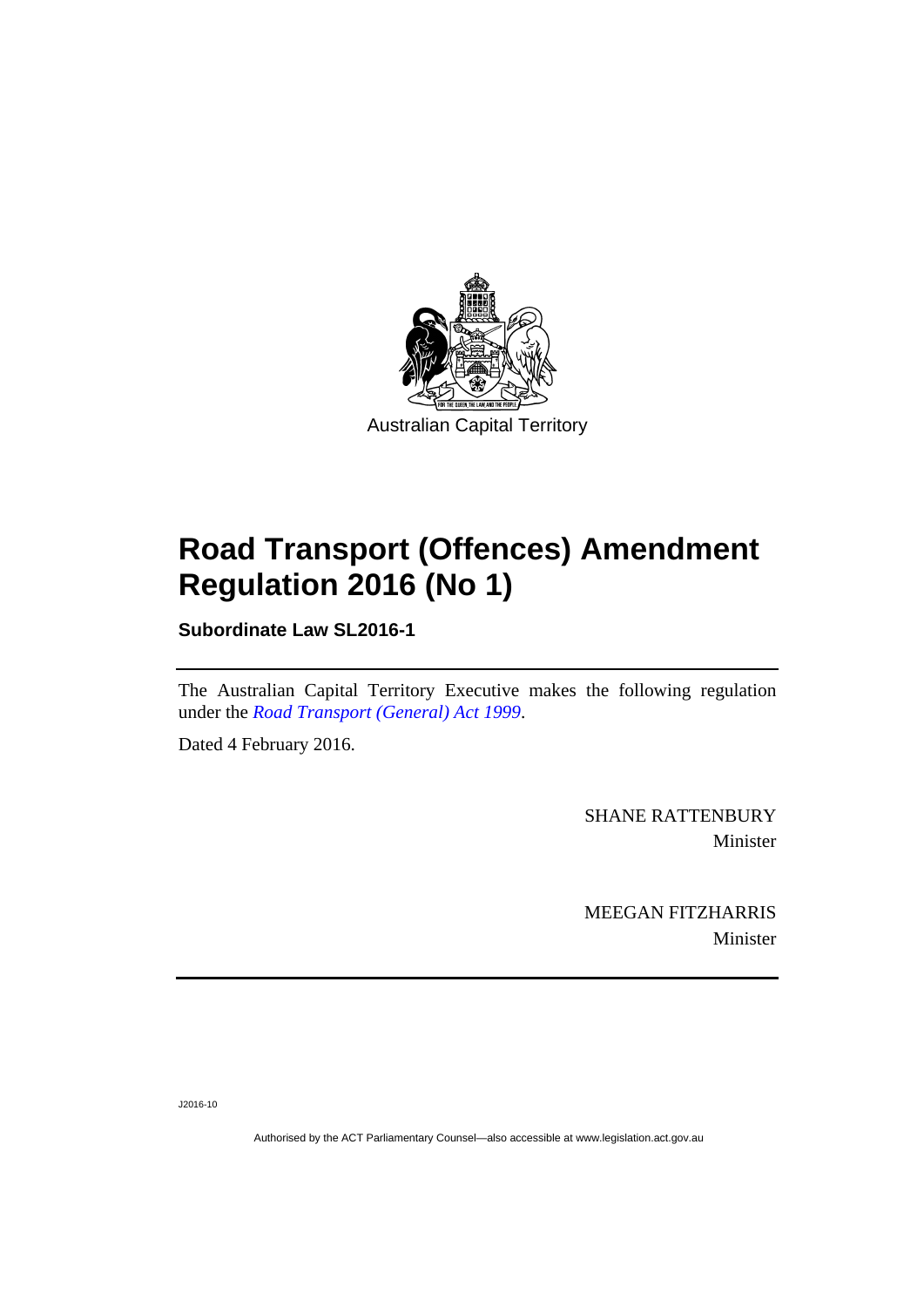Australian Capital Territory

# Road Transport (Offences) Amendment Regulation 2016 (No 1)

**Subordinate Law SL2016-1**

The Australian Capital Territory Executive makes the following regulation under the *Road Transport (General) Act 1999*.

Dated 4 February 2016.

SHANE RATTENBURY
Minister

MEEGAN FITZHARRIS
Minister

J2016-10

Authorised by the ACT Parliamentary Counsel—also accessible at www.legislation.act.gov.au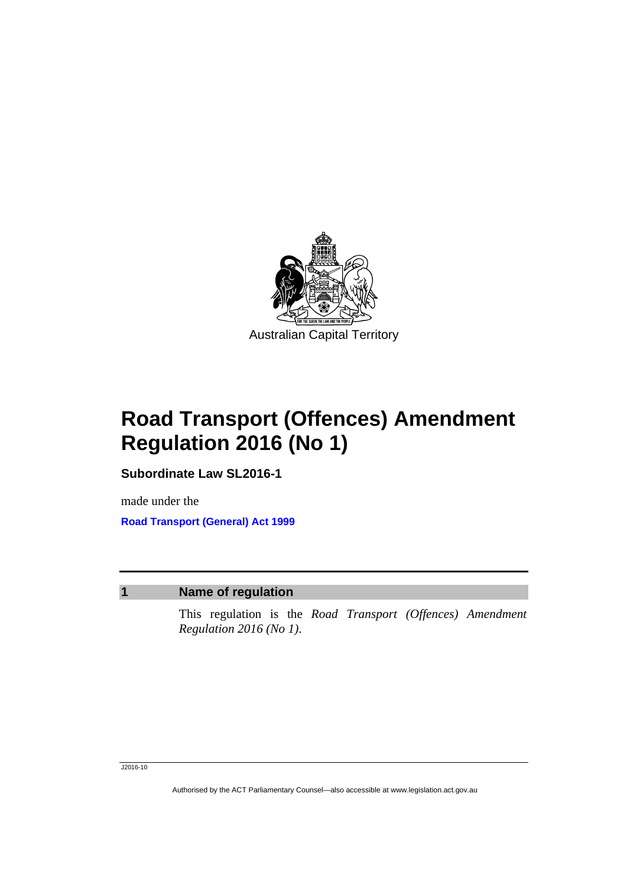Australian Capital Territory

# Road Transport (Offences) Amendment Regulation 2016 (No 1)

**Subordinate Law SL2016-1**

made under the

**Road Transport (General) Act 1999**

## 1 Name of regulation

This regulation is the *Road Transport (Offences) Amendment Regulation 2016 (No 1)*.

J2016-10

Authorised by the ACT Parliamentary Counsel—also accessible at www.legislation.act.gov.au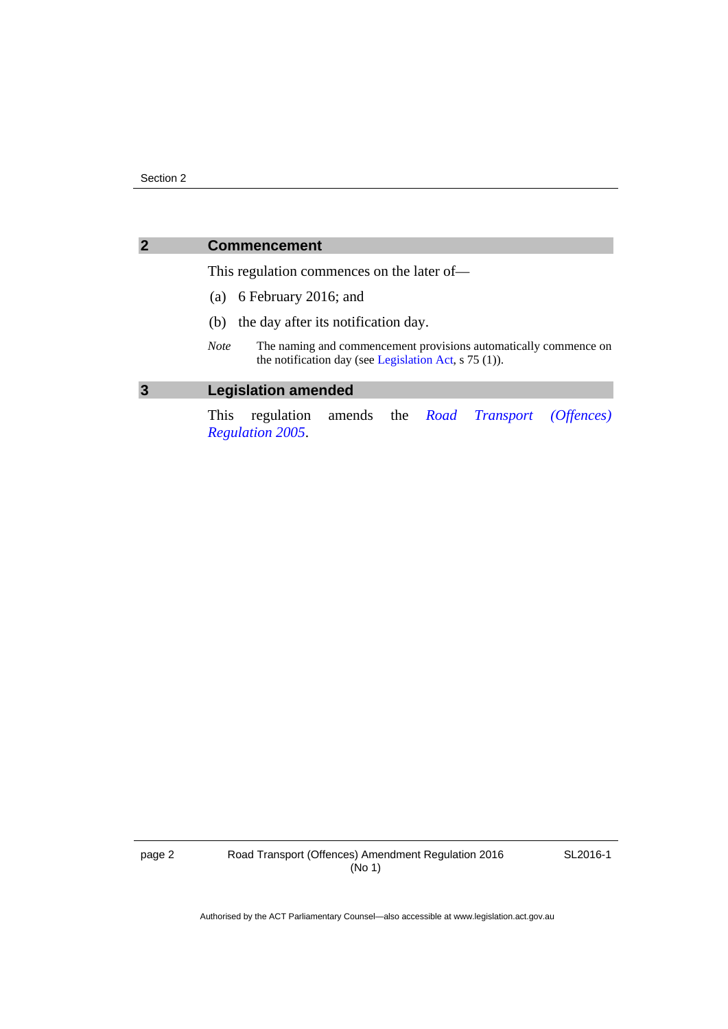## 2 Commencement

This regulation commences on the later of—

(a) 6 February 2016; and

(b) the day after its notification day.

*Note* The naming and commencement provisions automatically commence on the notification day (see Legislation Act, s 75 (1)).

## 3 Legislation amended

This regulation amends the *Road Transport (Offences) Regulation 2005*.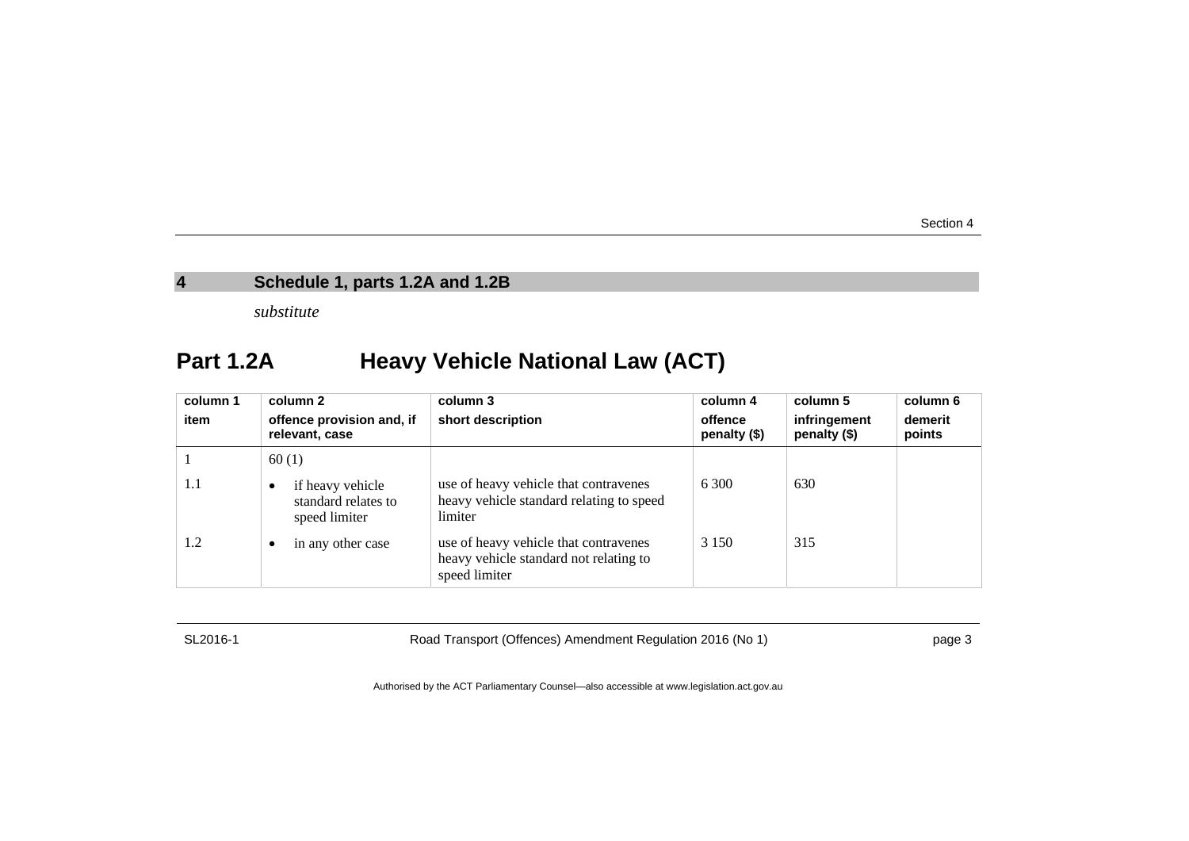## 4 Schedule 1, parts 1.2A and 1.2B

*substitute*

# Part 1.2A Heavy Vehicle National Law (ACT)

| column 1<br>item | column 2<br>offence provision and, if relevant, case | column 3<br>short description | column 4<br>offence penalty ($) | column 5<br>infringement penalty ($) | column 6<br>demerit points |
|---|---|---|---|---|---|
| 1 | 60 (1) | | | | |
| 1.1 | • if heavy vehicle standard relates to speed limiter | use of heavy vehicle that contravenes heavy vehicle standard relating to speed limiter | 6 300 | 630 | |
| 1.2 | • in any other case | use of heavy vehicle that contravenes heavy vehicle standard not relating to speed limiter | 3 150 | 315 | |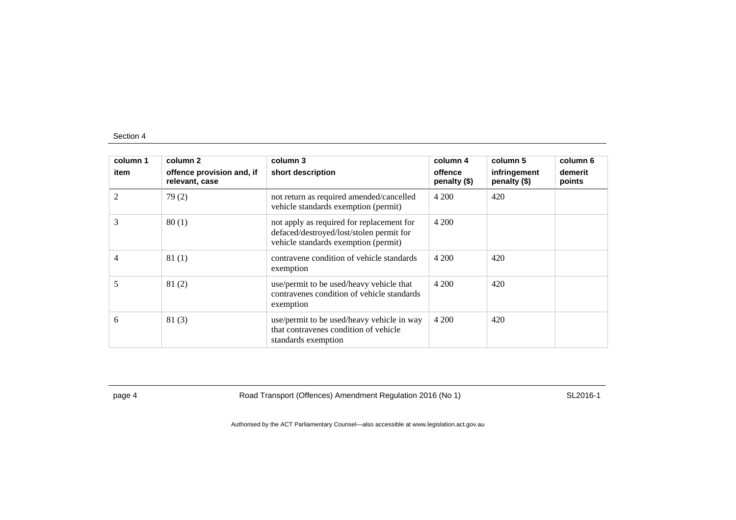| column 1<br>item | column 2<br>offence provision and, if relevant, case | column 3<br>short description | column 4<br>offence penalty ($) | column 5<br>infringement penalty ($) | column 6<br>demerit points |
|---|---|---|---|---|---|
| 2 | 79 (2) | not return as required amended/cancelled vehicle standards exemption (permit) | 4 200 | 420 | |
| 3 | 80 (1) | not apply as required for replacement for defaced/destroyed/lost/stolen permit for vehicle standards exemption (permit) | 4 200 | | |
| 4 | 81 (1) | contravene condition of vehicle standards exemption | 4 200 | 420 | |
| 5 | 81 (2) | use/permit to be used/heavy vehicle that contravenes condition of vehicle standards exemption | 4 200 | 420 | |
| 6 | 81 (3) | use/permit to be used/heavy vehicle in way that contravenes condition of vehicle standards exemption | 4 200 | 420 | |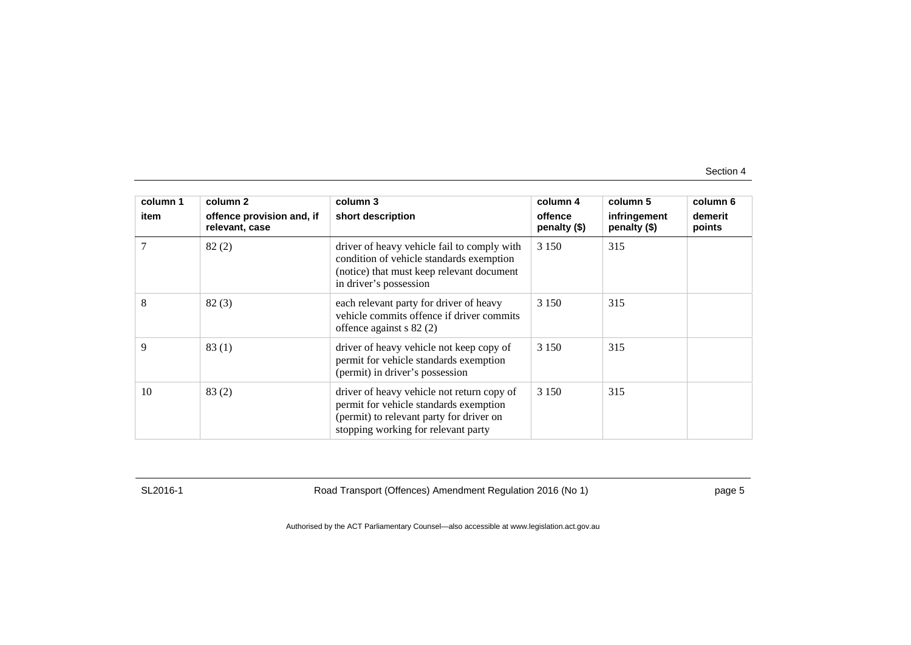| column 1<br>item | column 2<br>offence provision and, if relevant, case | column 3<br>short description | column 4<br>offence penalty ($) | column 5<br>infringement penalty ($) | column 6<br>demerit points |
|---|---|---|---|---|---|
| 7 | 82 (2) | driver of heavy vehicle fail to comply with condition of vehicle standards exemption (notice) that must keep relevant document in driver's possession | 3 150 | 315 | |
| 8 | 82 (3) | each relevant party for driver of heavy vehicle commits offence if driver commits offence against s 82 (2) | 3 150 | 315 | |
| 9 | 83 (1) | driver of heavy vehicle not keep copy of permit for vehicle standards exemption (permit) in driver's possession | 3 150 | 315 | |
| 10 | 83 (2) | driver of heavy vehicle not return copy of permit for vehicle standards exemption (permit) to relevant party for driver on stopping working for relevant party | 3 150 | 315 | |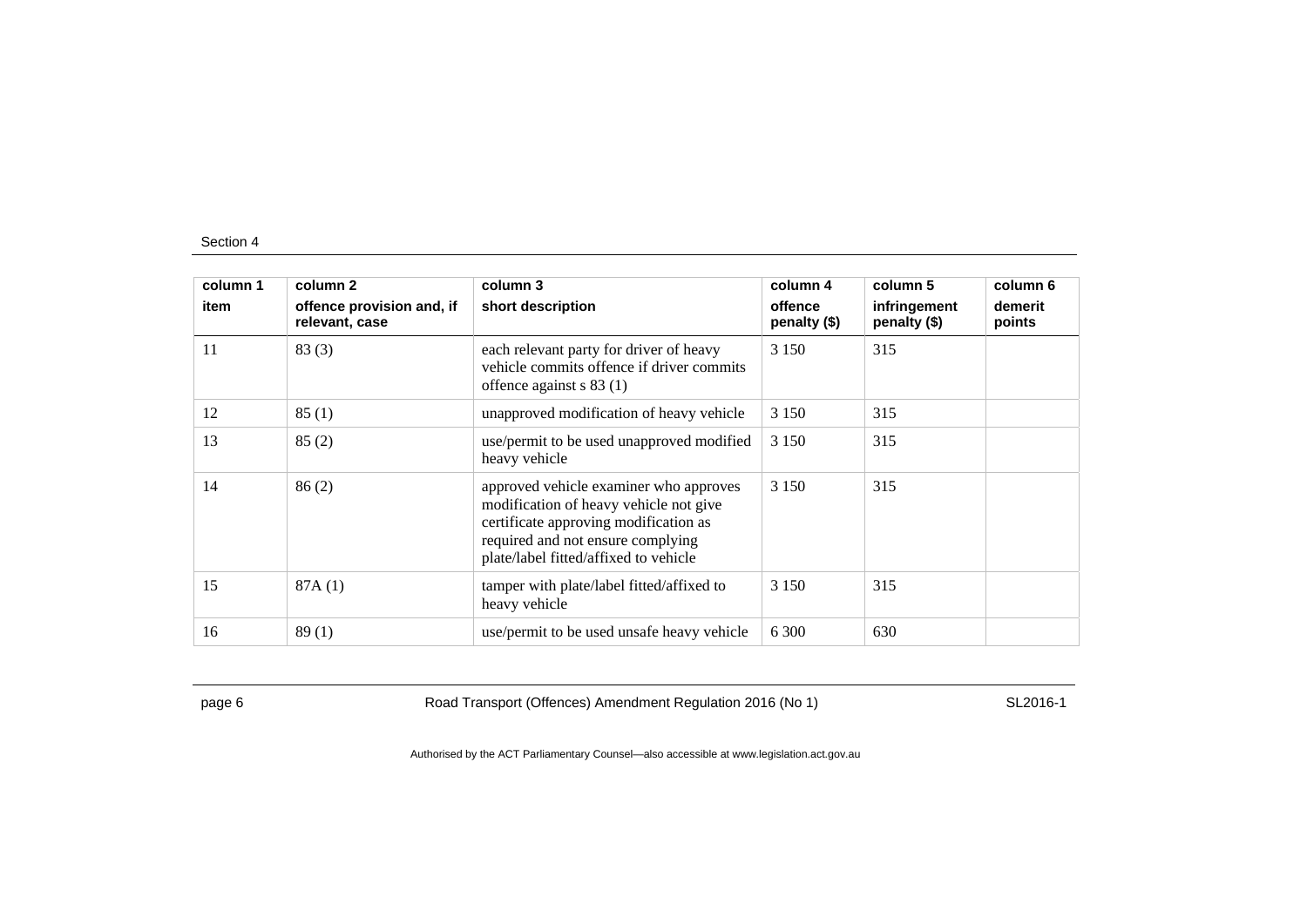| column 1<br>item | column 2<br>offence provision and, if relevant, case | column 3<br>short description | column 4<br>offence penalty ($) | column 5<br>infringement penalty ($) | column 6<br>demerit points |
|---|---|---|---|---|---|
| 11 | 83 (3) | each relevant party for driver of heavy vehicle commits offence if driver commits offence against s 83 (1) | 3 150 | 315 | |
| 12 | 85 (1) | unapproved modification of heavy vehicle | 3 150 | 315 | |
| 13 | 85 (2) | use/permit to be used unapproved modified heavy vehicle | 3 150 | 315 | |
| 14 | 86 (2) | approved vehicle examiner who approves modification of heavy vehicle not give certificate approving modification as required and not ensure complying plate/label fitted/affixed to vehicle | 3 150 | 315 | |
| 15 | 87A (1) | tamper with plate/label fitted/affixed to heavy vehicle | 3 150 | 315 | |
| 16 | 89 (1) | use/permit to be used unsafe heavy vehicle | 6 300 | 630 | |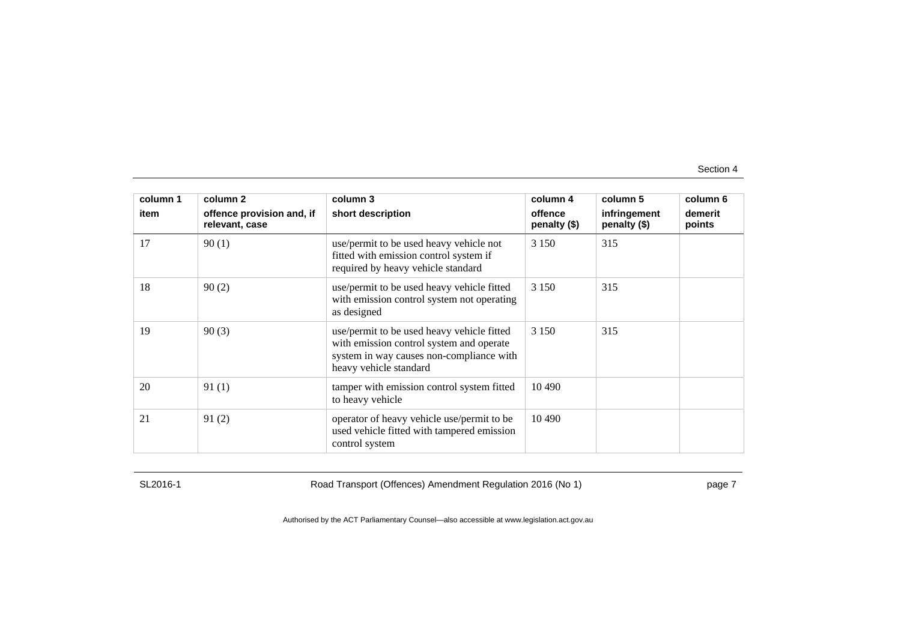| column 1 | column 2 | column 3 | column 4 | column 5 | column 6 |
|---|---|---|---|---|---|
| item | offence provision and, if relevant, case | short description | offence penalty ($) | infringement penalty ($) | demerit points |
| 17 | 90 (1) | use/permit to be used heavy vehicle not fitted with emission control system if required by heavy vehicle standard | 3 150 | 315 | |
| 18 | 90 (2) | use/permit to be used heavy vehicle fitted with emission control system not operating as designed | 3 150 | 315 | |
| 19 | 90 (3) | use/permit to be used heavy vehicle fitted with emission control system and operate system in way causes non-compliance with heavy vehicle standard | 3 150 | 315 | |
| 20 | 91 (1) | tamper with emission control system fitted to heavy vehicle | 10 490 | | |
| 21 | 91 (2) | operator of heavy vehicle use/permit to be used vehicle fitted with tampered emission control system | 10 490 | | |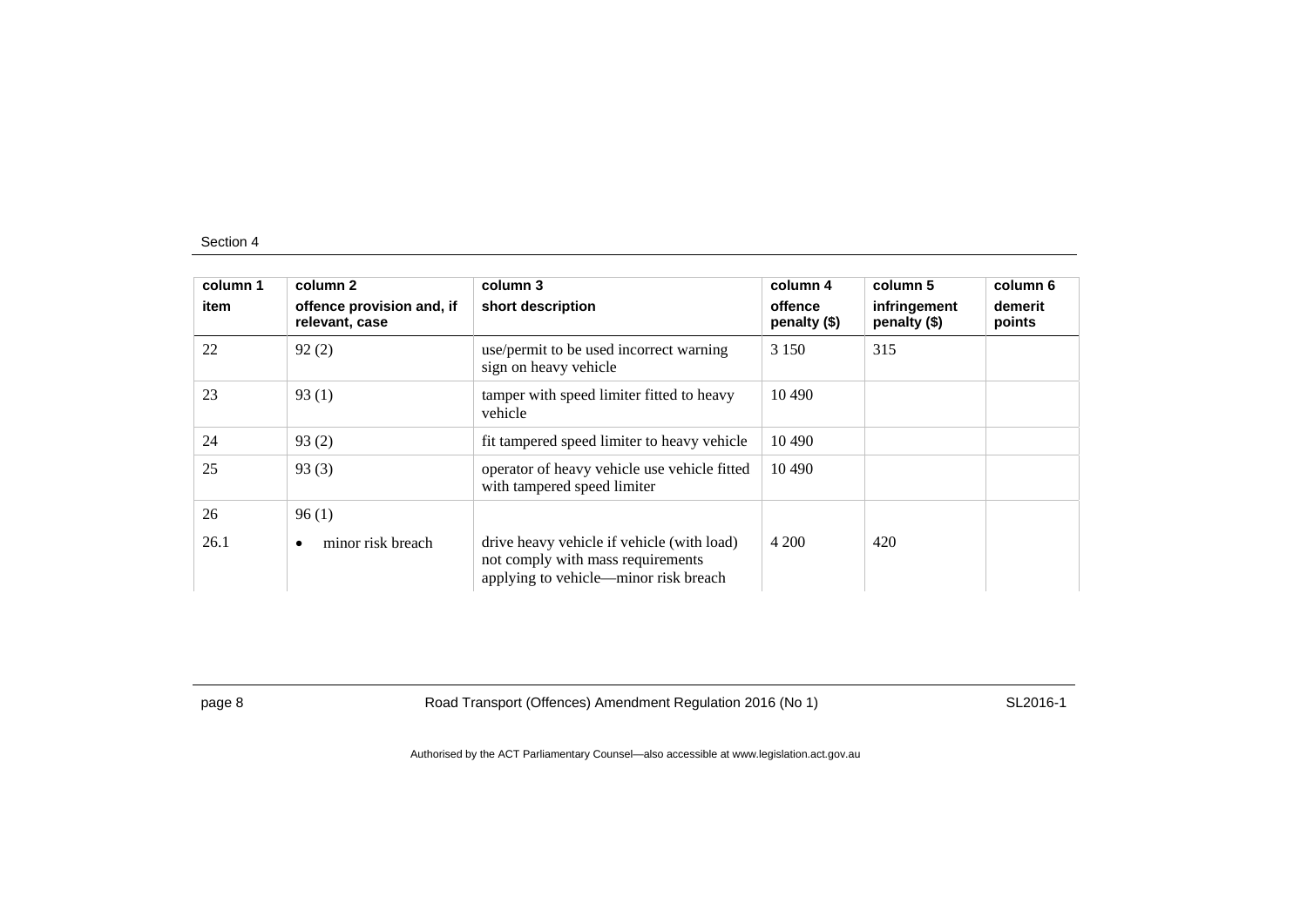| column 1<br>item | column 2<br>offence provision and, if relevant, case | column 3<br>short description | column 4<br>offence penalty ($) | column 5<br>infringement penalty ($) | column 6<br>demerit points |
|---|---|---|---|---|---|
| 22 | 92 (2) | use/permit to be used incorrect warning sign on heavy vehicle | 3 150 | 315 | |
| 23 | 93 (1) | tamper with speed limiter fitted to heavy vehicle | 10 490 | | |
| 24 | 93 (2) | fit tampered speed limiter to heavy vehicle | 10 490 | | |
| 25 | 93 (3) | operator of heavy vehicle use vehicle fitted with tampered speed limiter | 10 490 | | |
| 26 | 96 (1) | | | | |
| 26.1 | • minor risk breach | drive heavy vehicle if vehicle (with load) not comply with mass requirements applying to vehicle—minor risk breach | 4 200 | 420 | |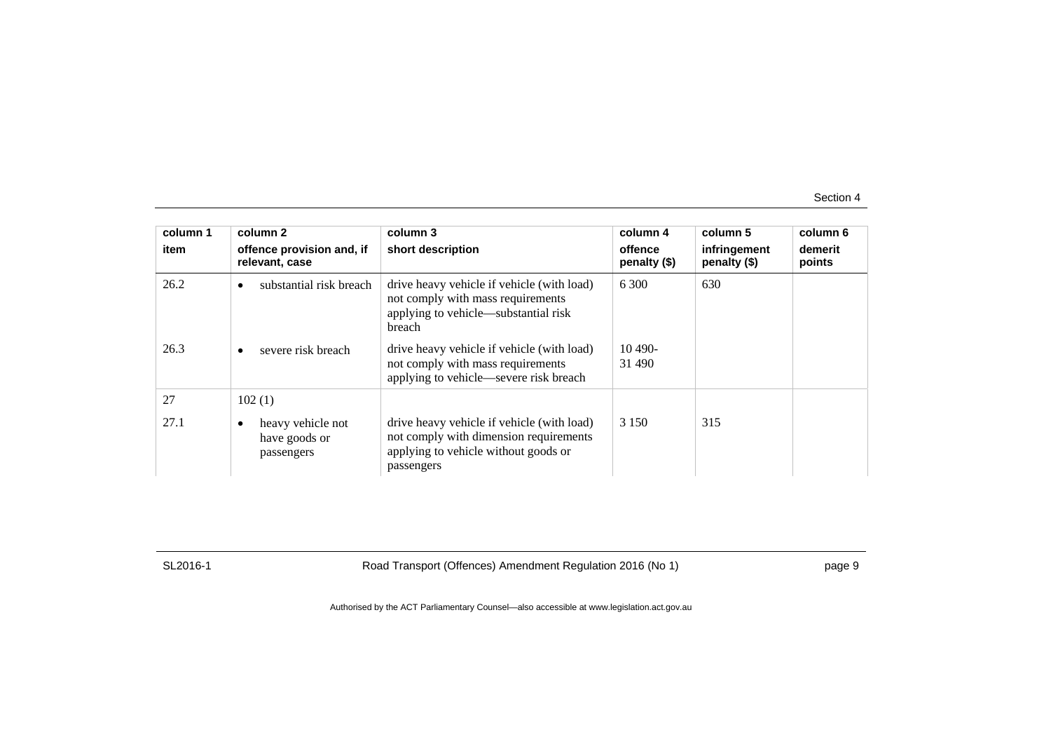| column 1<br>item | column 2<br>offence provision and, if relevant, case | column 3<br>short description | column 4<br>offence penalty ($) | column 5<br>infringement penalty ($) | column 6<br>demerit points |
|---|---|---|---|---|---|
| 26.2 | • substantial risk breach | drive heavy vehicle if vehicle (with load) not comply with mass requirements applying to vehicle—substantial risk breach | 6 300 | 630 | |
| 26.3 | • severe risk breach | drive heavy vehicle if vehicle (with load) not comply with mass requirements applying to vehicle—severe risk breach | 10 490-31 490 | | |
| 27 | 102 (1) | | | | |
| 27.1 | • heavy vehicle not have goods or passengers | drive heavy vehicle if vehicle (with load) not comply with dimension requirements applying to vehicle without goods or passengers | 3 150 | 315 | |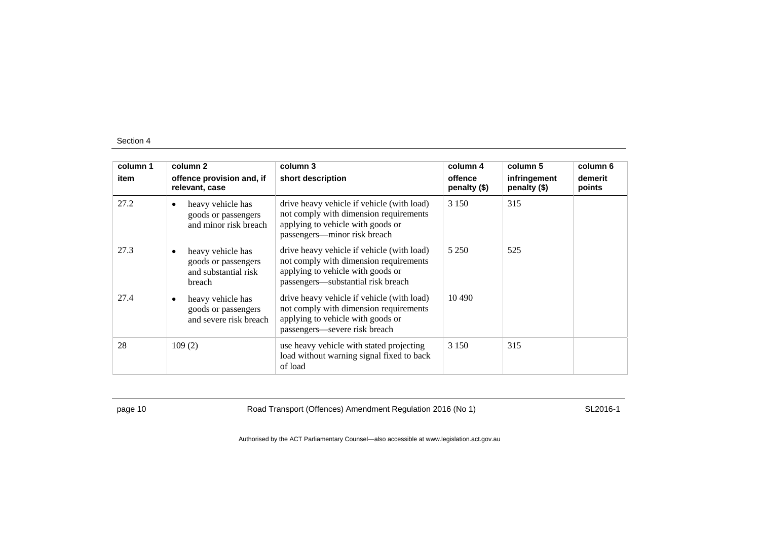| column 1 item | column 2 offence provision and, if relevant, case | column 3 short description | column 4 offence penalty ($) | column 5 infringement penalty ($) | column 6 demerit points |
|---|---|---|---|---|---|
| 27.2 | • heavy vehicle has goods or passengers and minor risk breach | drive heavy vehicle if vehicle (with load) not comply with dimension requirements applying to vehicle with goods or passengers—minor risk breach | 3 150 | 315 | |
| 27.3 | • heavy vehicle has goods or passengers and substantial risk breach | drive heavy vehicle if vehicle (with load) not comply with dimension requirements applying to vehicle with goods or passengers—substantial risk breach | 5 250 | 525 | |
| 27.4 | • heavy vehicle has goods or passengers and severe risk breach | drive heavy vehicle if vehicle (with load) not comply with dimension requirements applying to vehicle with goods or passengers—severe risk breach | 10 490 | | |
| 28 | 109 (2) | use heavy vehicle with stated projecting load without warning signal fixed to back of load | 3 150 | 315 | |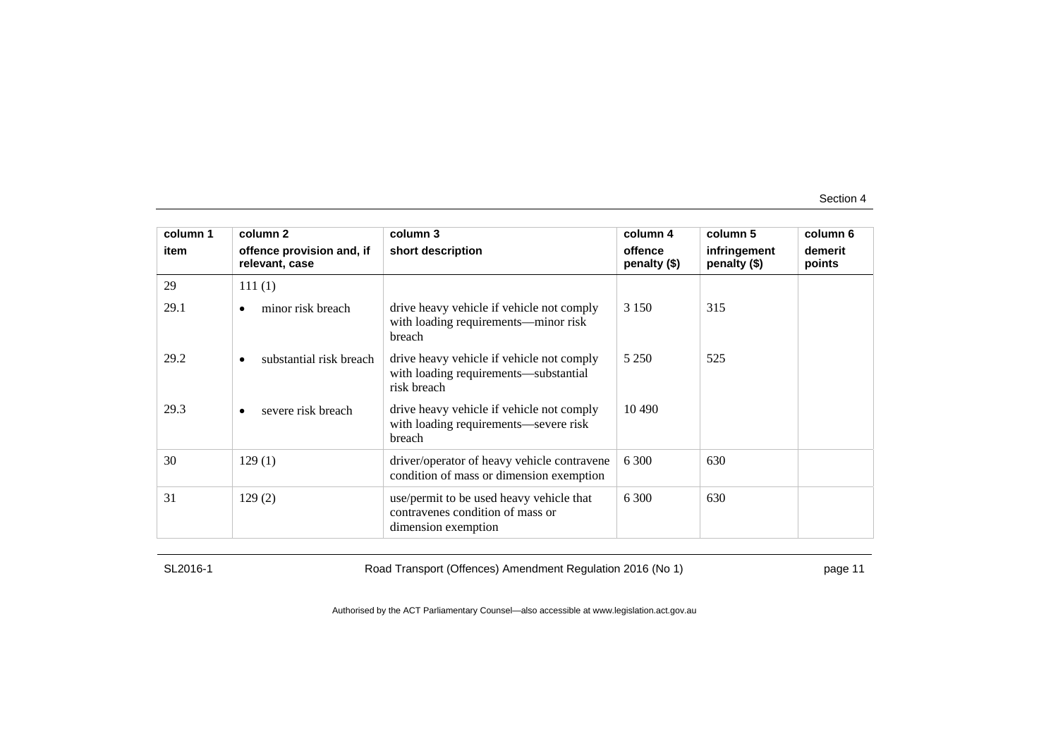| column 1<br>item | column 2<br>offence provision and, if relevant, case | column 3<br>short description | column 4<br>offence penalty ($) | column 5<br>infringement penalty ($) | column 6<br>demerit points |
|---|---|---|---|---|---|
| 29 | 111 (1) | | | | |
| 29.1 | • minor risk breach | drive heavy vehicle if vehicle not comply with loading requirements—minor risk breach | 3 150 | 315 | |
| 29.2 | • substantial risk breach | drive heavy vehicle if vehicle not comply with loading requirements—substantial risk breach | 5 250 | 525 | |
| 29.3 | • severe risk breach | drive heavy vehicle if vehicle not comply with loading requirements—severe risk breach | 10 490 | | |
| 30 | 129 (1) | driver/operator of heavy vehicle contravene condition of mass or dimension exemption | 6 300 | 630 | |
| 31 | 129 (2) | use/permit to be used heavy vehicle that contravenes condition of mass or dimension exemption | 6 300 | 630 | |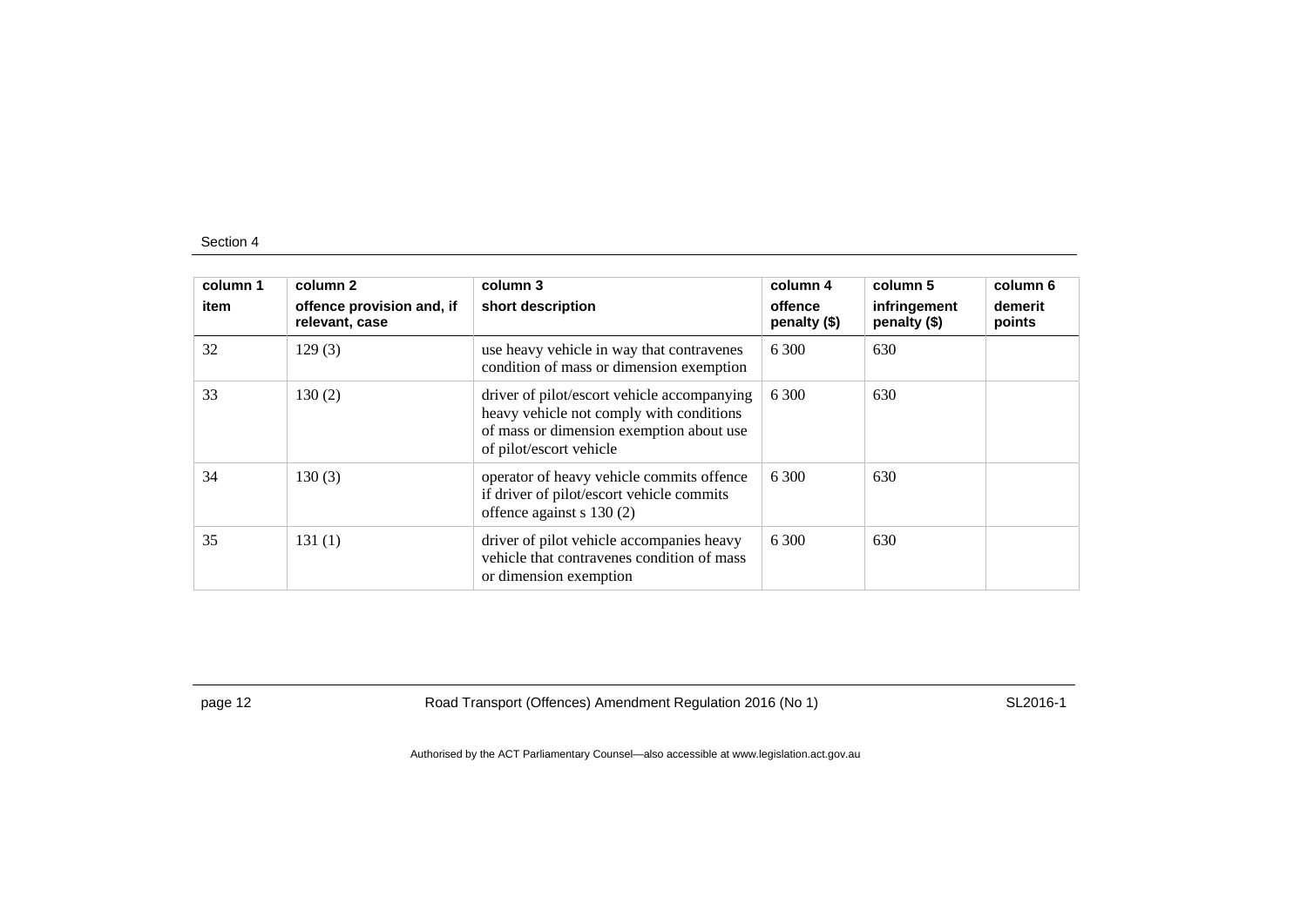| column 1<br>item | column 2<br>offence provision and, if relevant, case | column 3<br>short description | column 4<br>offence penalty ($) | column 5<br>infringement penalty ($) | column 6<br>demerit points |
|---|---|---|---|---|---|
| 32 | 129 (3) | use heavy vehicle in way that contravenes condition of mass or dimension exemption | 6 300 | 630 | |
| 33 | 130 (2) | driver of pilot/escort vehicle accompanying heavy vehicle not comply with conditions of mass or dimension exemption about use of pilot/escort vehicle | 6 300 | 630 | |
| 34 | 130 (3) | operator of heavy vehicle commits offence if driver of pilot/escort vehicle commits offence against s 130 (2) | 6 300 | 630 | |
| 35 | 131 (1) | driver of pilot vehicle accompanies heavy vehicle that contravenes condition of mass or dimension exemption | 6 300 | 630 | |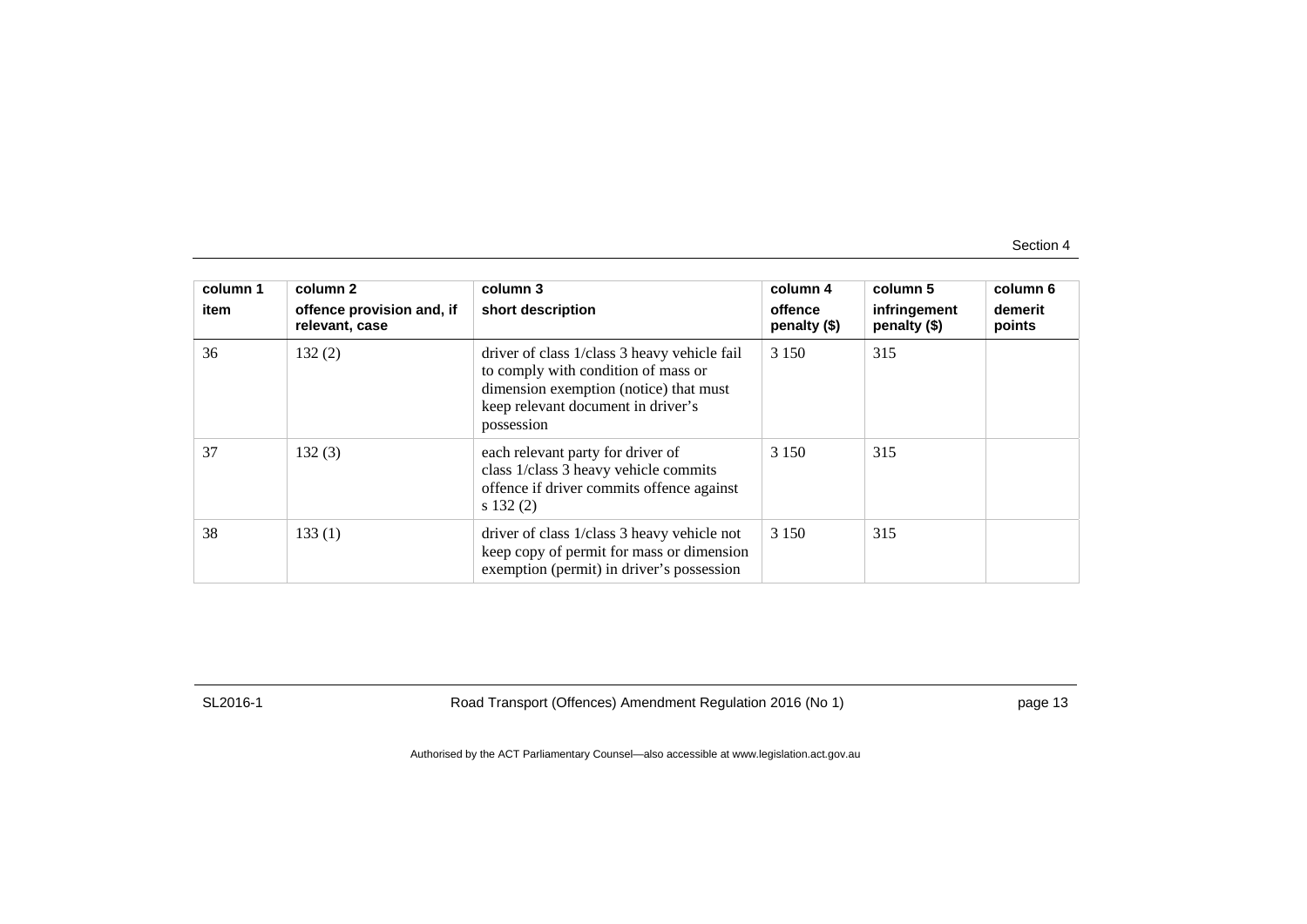| column 1<br>item | column 2<br>offence provision and, if relevant, case | column 3<br>short description | column 4<br>offence penalty ($) | column 5<br>infringement penalty ($) | column 6<br>demerit points |
|---|---|---|---|---|---|
| 36 | 132 (2) | driver of class 1/class 3 heavy vehicle fail to comply with condition of mass or dimension exemption (notice) that must keep relevant document in driver's possession | 3 150 | 315 | |
| 37 | 132 (3) | each relevant party for driver of class 1/class 3 heavy vehicle commits offence if driver commits offence against s 132 (2) | 3 150 | 315 | |
| 38 | 133 (1) | driver of class 1/class 3 heavy vehicle not keep copy of permit for mass or dimension exemption (permit) in driver's possession | 3 150 | 315 | |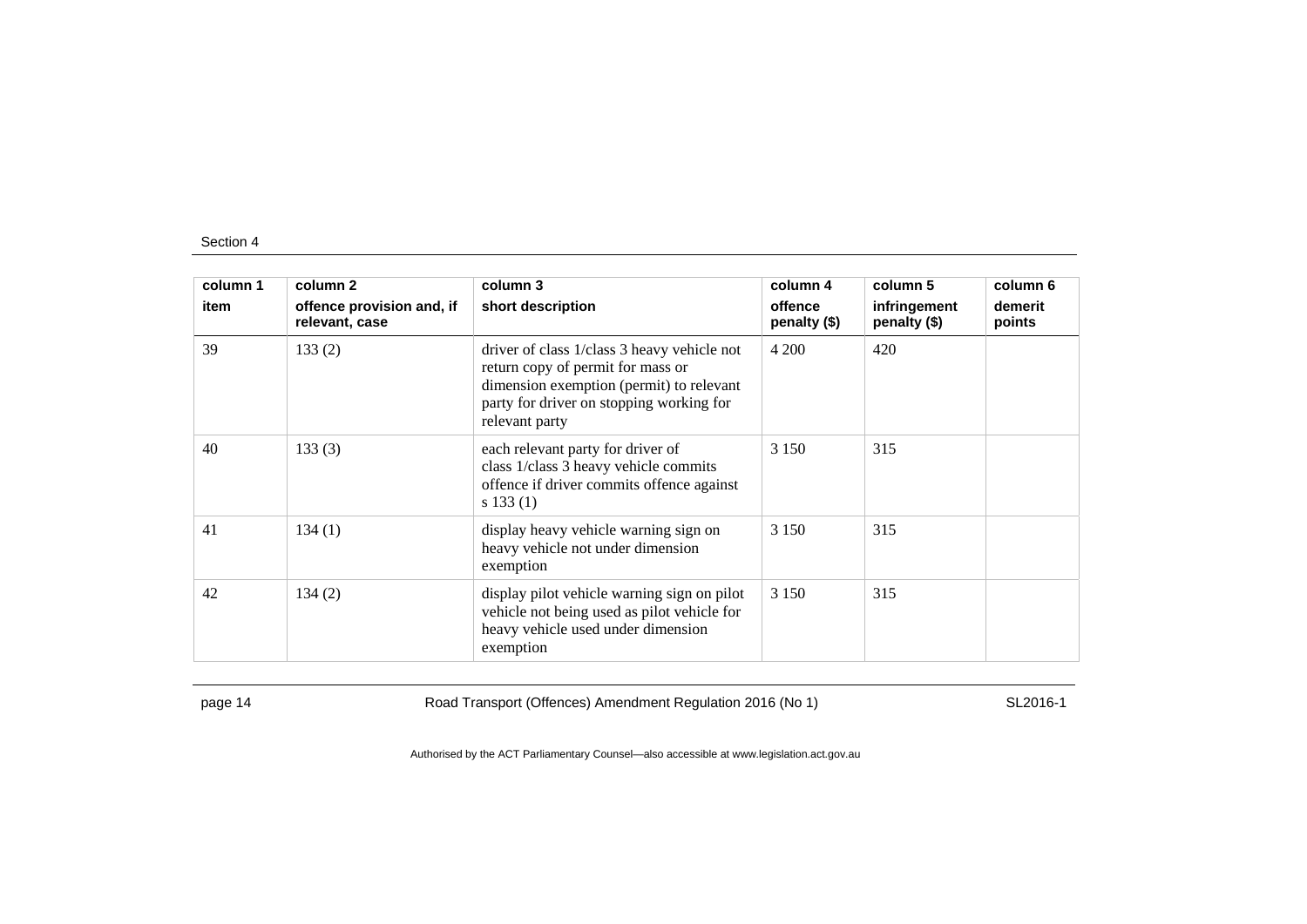| column 1 item | column 2 offence provision and, if relevant, case | column 3 short description | column 4 offence penalty ($) | column 5 infringement penalty ($) | column 6 demerit points |
|---|---|---|---|---|---|
| 39 | 133 (2) | driver of class 1/class 3 heavy vehicle not return copy of permit for mass or dimension exemption (permit) to relevant party for driver on stopping working for relevant party | 4 200 | 420 | |
| 40 | 133 (3) | each relevant party for driver of class 1/class 3 heavy vehicle commits offence if driver commits offence against s 133 (1) | 3 150 | 315 | |
| 41 | 134 (1) | display heavy vehicle warning sign on heavy vehicle not under dimension exemption | 3 150 | 315 | |
| 42 | 134 (2) | display pilot vehicle warning sign on pilot vehicle not being used as pilot vehicle for heavy vehicle used under dimension exemption | 3 150 | 315 | |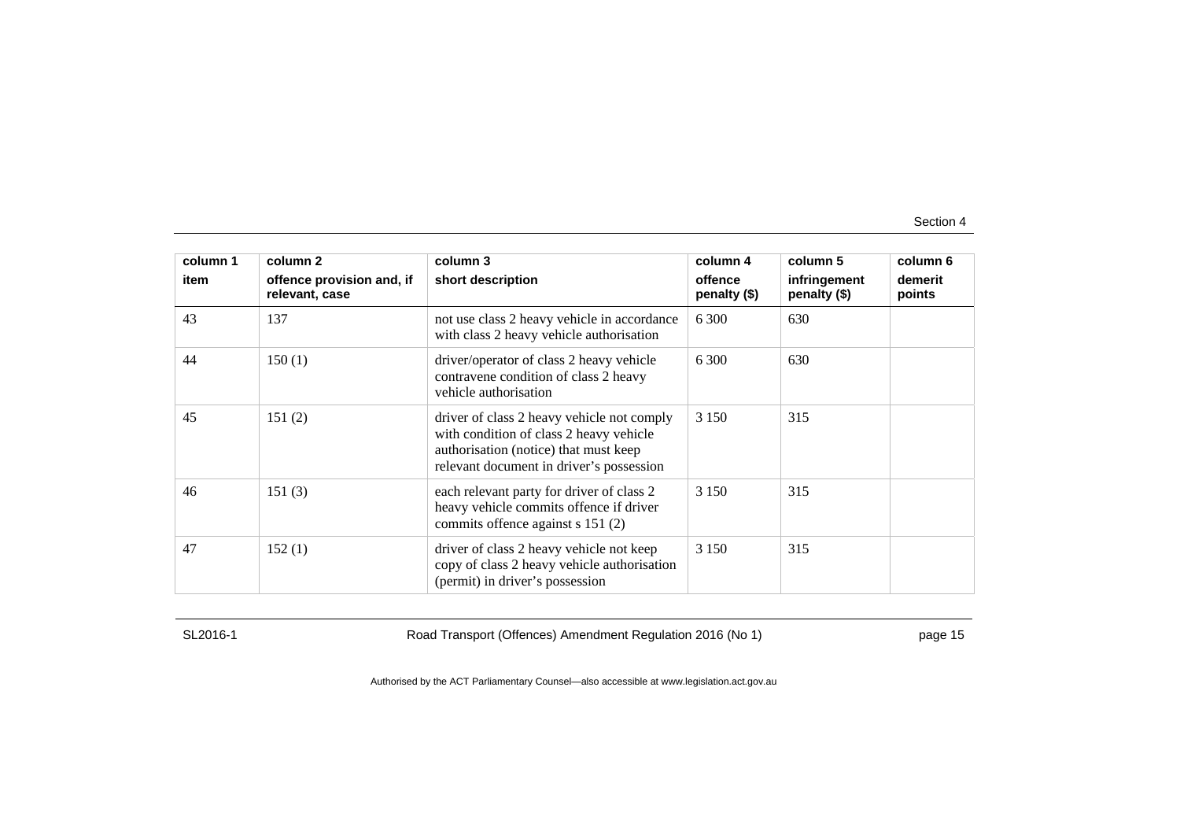| column 1<br>item | column 2<br>offence provision and, if relevant, case | column 3<br>short description | column 4<br>offence penalty ($) | column 5<br>infringement penalty ($) | column 6<br>demerit points |
|---|---|---|---|---|---|
| 43 | 137 | not use class 2 heavy vehicle in accordance with class 2 heavy vehicle authorisation | 6 300 | 630 | |
| 44 | 150 (1) | driver/operator of class 2 heavy vehicle contravene condition of class 2 heavy vehicle authorisation | 6 300 | 630 | |
| 45 | 151 (2) | driver of class 2 heavy vehicle not comply with condition of class 2 heavy vehicle authorisation (notice) that must keep relevant document in driver's possession | 3 150 | 315 | |
| 46 | 151 (3) | each relevant party for driver of class 2 heavy vehicle commits offence if driver commits offence against s 151 (2) | 3 150 | 315 | |
| 47 | 152 (1) | driver of class 2 heavy vehicle not keep copy of class 2 heavy vehicle authorisation (permit) in driver's possession | 3 150 | 315 | |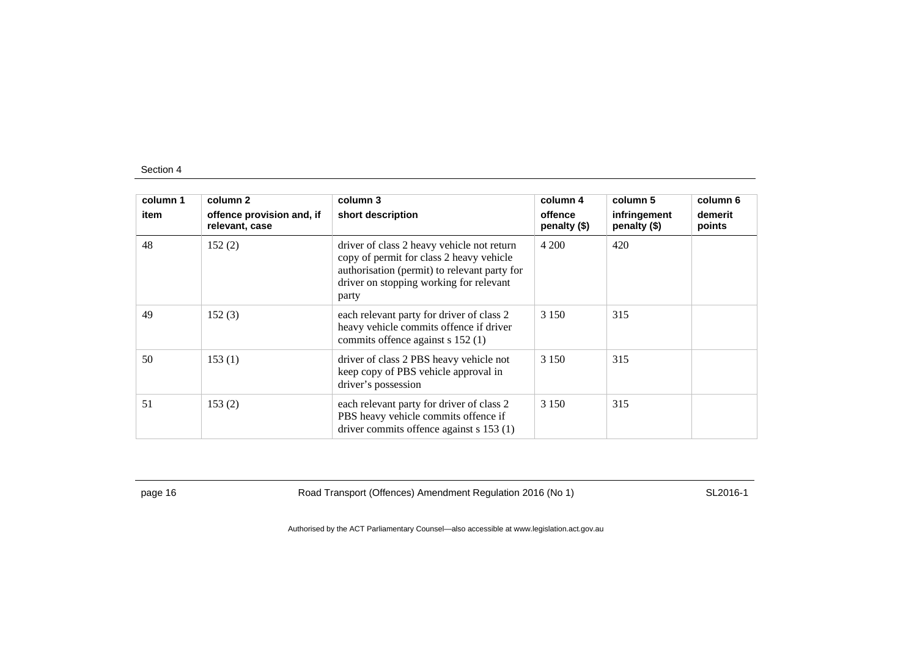| column 1<br>item | column 2<br>offence provision and, if relevant, case | column 3<br>short description | column 4<br>offence penalty ($) | column 5<br>infringement penalty ($) | column 6<br>demerit points |
|---|---|---|---|---|---|
| 48 | 152 (2) | driver of class 2 heavy vehicle not return copy of permit for class 2 heavy vehicle authorisation (permit) to relevant party for driver on stopping working for relevant party | 4 200 | 420 | |
| 49 | 152 (3) | each relevant party for driver of class 2 heavy vehicle commits offence if driver commits offence against s 152 (1) | 3 150 | 315 | |
| 50 | 153 (1) | driver of class 2 PBS heavy vehicle not keep copy of PBS vehicle approval in driver's possession | 3 150 | 315 | |
| 51 | 153 (2) | each relevant party for driver of class 2 PBS heavy vehicle commits offence if driver commits offence against s 153 (1) | 3 150 | 315 | |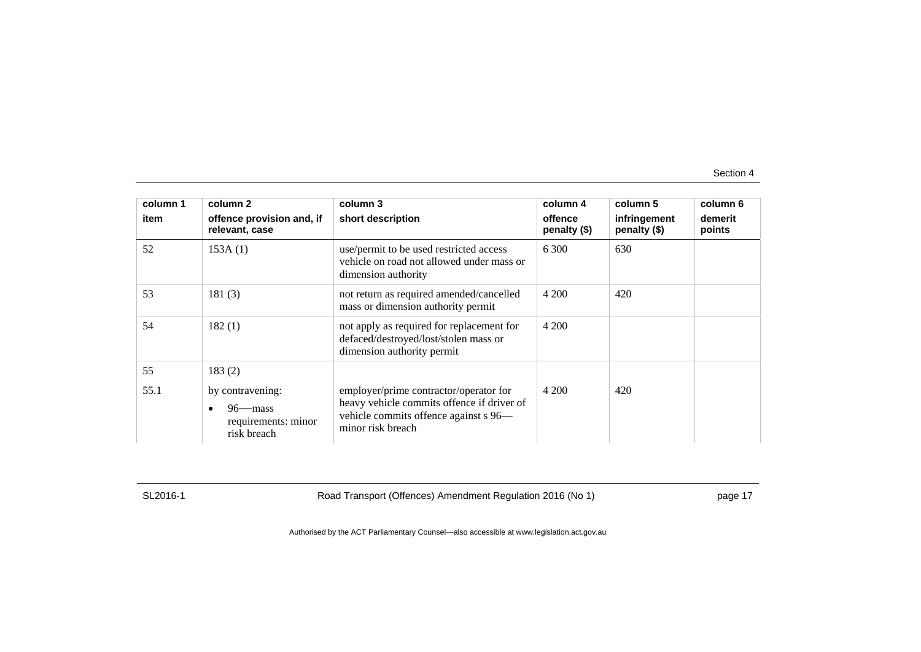| column 1 item | column 2 offence provision and, if relevant, case | column 3 short description | column 4 offence penalty ($) | column 5 infringement penalty ($) | column 6 demerit points |
|---|---|---|---|---|---|
| 52 | 153A (1) | use/permit to be used restricted access vehicle on road not allowed under mass or dimension authority | 6 300 | 630 | |
| 53 | 181 (3) | not return as required amended/cancelled mass or dimension authority permit | 4 200 | 420 | |
| 54 | 182 (1) | not apply as required for replacement for defaced/destroyed/lost/stolen mass or dimension authority permit | 4 200 | | |
| 55 | 183 (2) | | | | |
| 55.1 | by contravening: • 96—mass requirements: minor risk breach | employer/prime contractor/operator for heavy vehicle commits offence if driver of vehicle commits offence against s 96—minor risk breach | 4 200 | 420 | |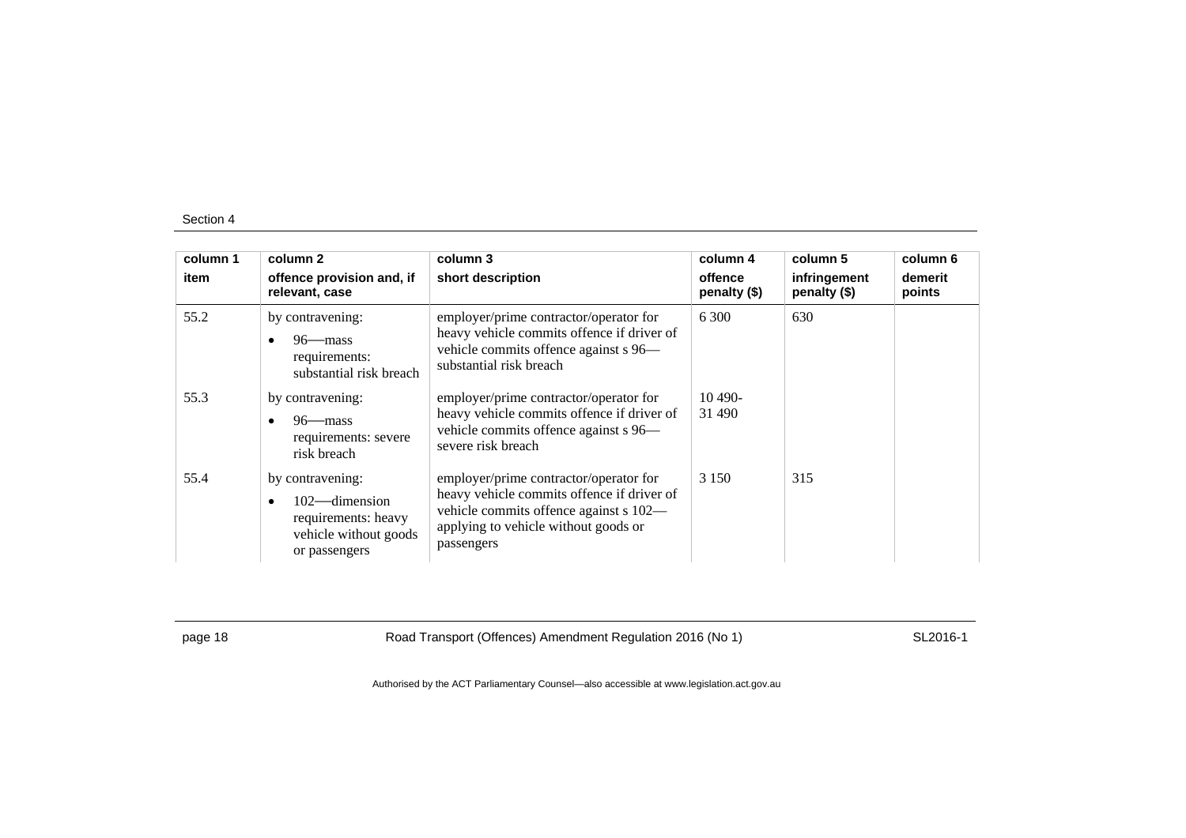Section 4

| column 1<br>item | column 2<br>offence provision and, if relevant, case | column 3<br>short description | column 4<br>offence penalty ($) | column 5<br>infringement penalty ($) | column 6<br>demerit points |
|---|---|---|---|---|---|
| 55.2 | by contravening:<br>• 96—mass requirements: substantial risk breach | employer/prime contractor/operator for heavy vehicle commits offence if driver of vehicle commits offence against s 96—substantial risk breach | 6 300 | 630 | |
| 55.3 | by contravening:<br>• 96—mass requirements: severe risk breach | employer/prime contractor/operator for heavy vehicle commits offence if driver of vehicle commits offence against s 96—severe risk breach | 10 490-31 490 | | |
| 55.4 | by contravening:<br>• 102—dimension requirements: heavy vehicle without goods or passengers | employer/prime contractor/operator for heavy vehicle commits offence if driver of vehicle commits offence against s 102—applying to vehicle without goods or passengers | 3 150 | 315 | |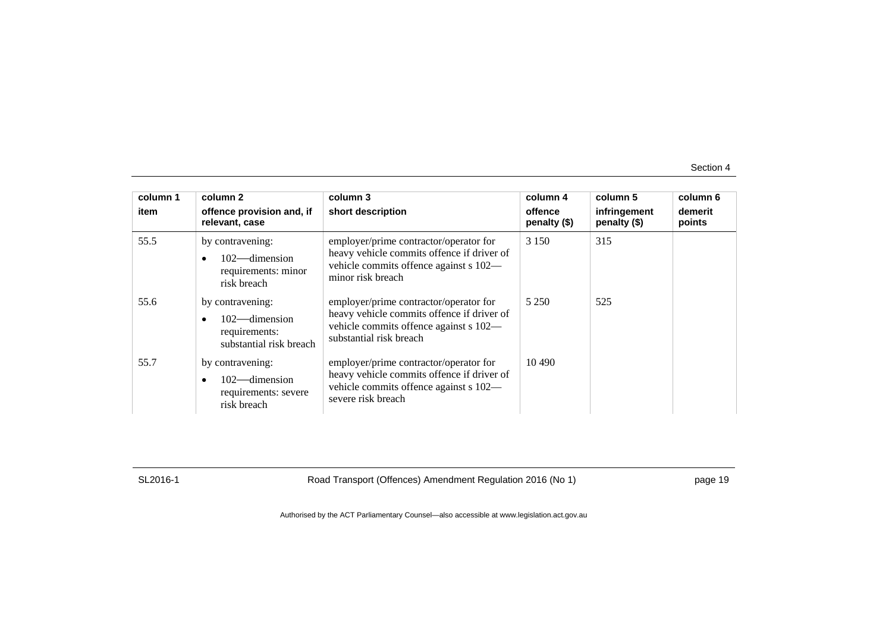| column 1 item | column 2 offence provision and, if relevant, case | column 3 short description | column 4 offence penalty ($) | column 5 infringement penalty ($) | column 6 demerit points |
|---|---|---|---|---|---|
| 55.5 | by contravening:<br>• 102—dimension requirements: minor risk breach | employer/prime contractor/operator for heavy vehicle commits offence if driver of vehicle commits offence against s 102—minor risk breach | 3 150 | 315 | |
| 55.6 | by contravening:<br>• 102—dimension requirements: substantial risk breach | employer/prime contractor/operator for heavy vehicle commits offence if driver of vehicle commits offence against s 102—substantial risk breach | 5 250 | 525 | |
| 55.7 | by contravening:<br>• 102—dimension requirements: severe risk breach | employer/prime contractor/operator for heavy vehicle commits offence if driver of vehicle commits offence against s 102—severe risk breach | 10 490 | | |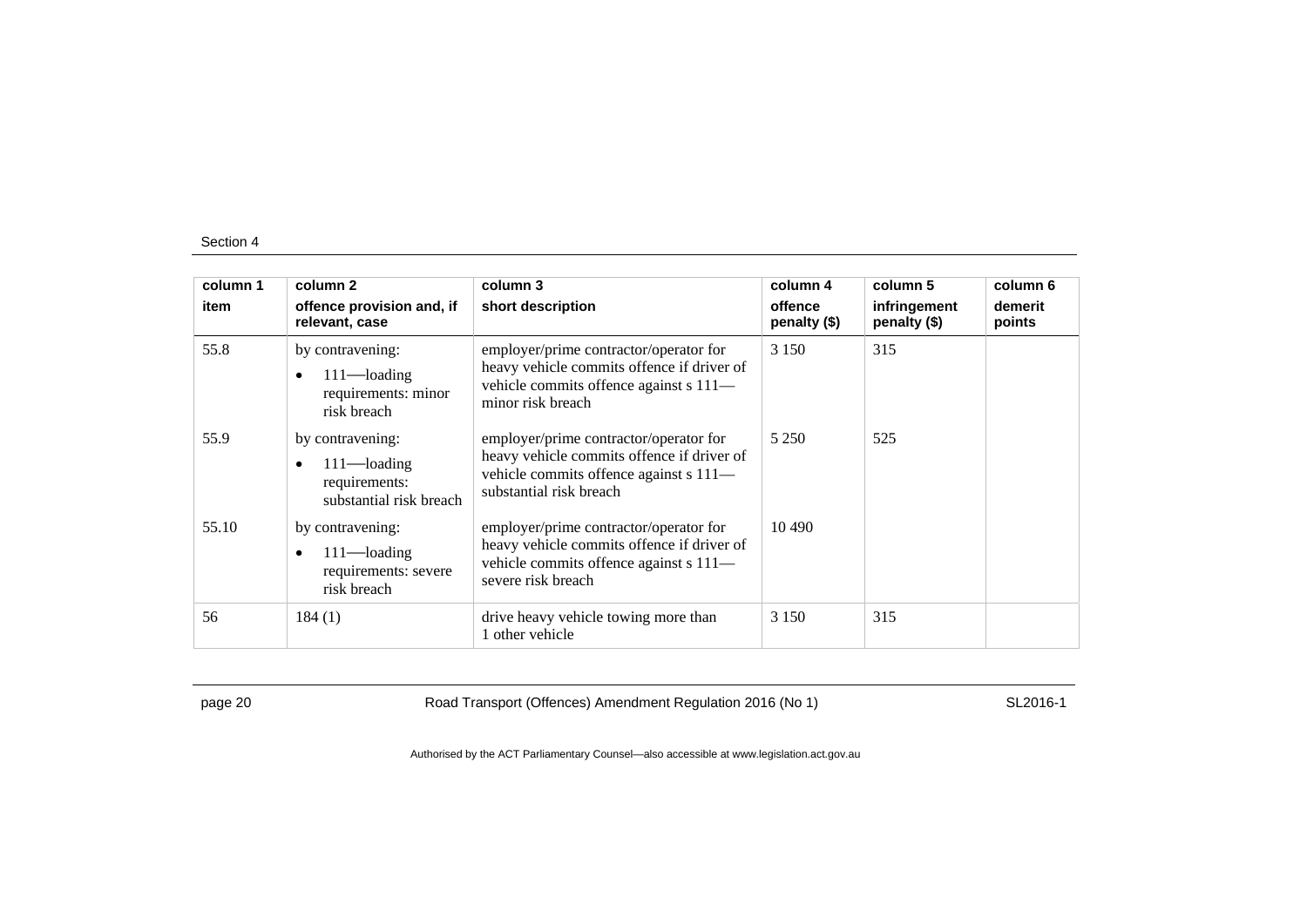| column 1 item | column 2 offence provision and, if relevant, case | column 3 short description | column 4 offence penalty ($) | column 5 infringement penalty ($) | column 6 demerit points |
|---|---|---|---|---|---|
| 55.8 | by contravening: • 111—loading requirements: minor risk breach | employer/prime contractor/operator for heavy vehicle commits offence if driver of vehicle commits offence against s 111—minor risk breach | 3 150 | 315 | |
| 55.9 | by contravening: • 111—loading requirements: substantial risk breach | employer/prime contractor/operator for heavy vehicle commits offence if driver of vehicle commits offence against s 111—substantial risk breach | 5 250 | 525 | |
| 55.10 | by contravening: • 111—loading requirements: severe risk breach | employer/prime contractor/operator for heavy vehicle commits offence if driver of vehicle commits offence against s 111—severe risk breach | 10 490 | | |
| 56 | 184 (1) | drive heavy vehicle towing more than 1 other vehicle | 3 150 | 315 | |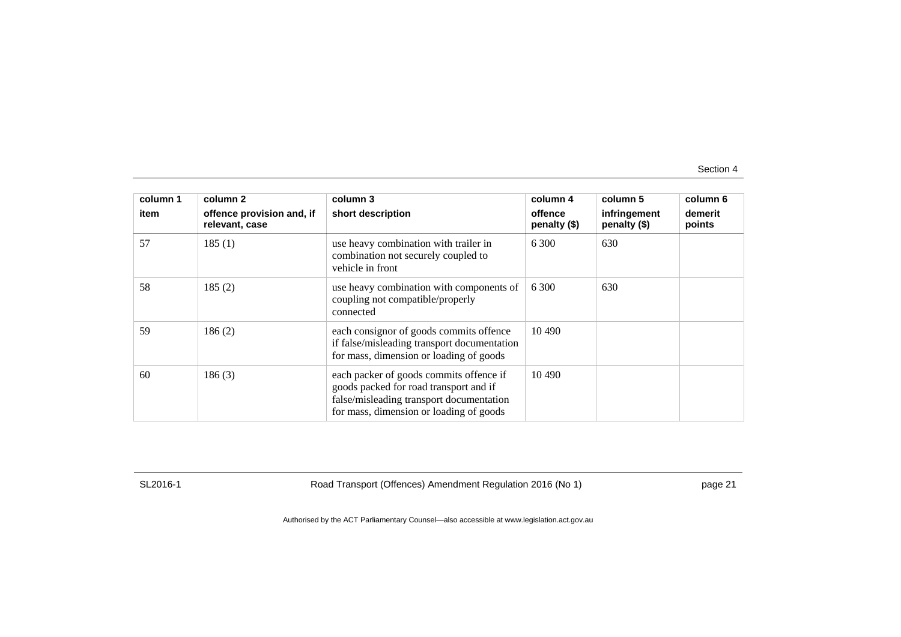| column 1<br>item | column 2<br>offence provision and, if relevant, case | column 3<br>short description | column 4<br>offence penalty ($) | column 5<br>infringement penalty ($) | column 6<br>demerit points |
|---|---|---|---|---|---|
| 57 | 185 (1) | use heavy combination with trailer in combination not securely coupled to vehicle in front | 6 300 | 630 | |
| 58 | 185 (2) | use heavy combination with components of coupling not compatible/properly connected | 6 300 | 630 | |
| 59 | 186 (2) | each consignor of goods commits offence if false/misleading transport documentation for mass, dimension or loading of goods | 10 490 | | |
| 60 | 186 (3) | each packer of goods commits offence if goods packed for road transport and if false/misleading transport documentation for mass, dimension or loading of goods | 10 490 | | |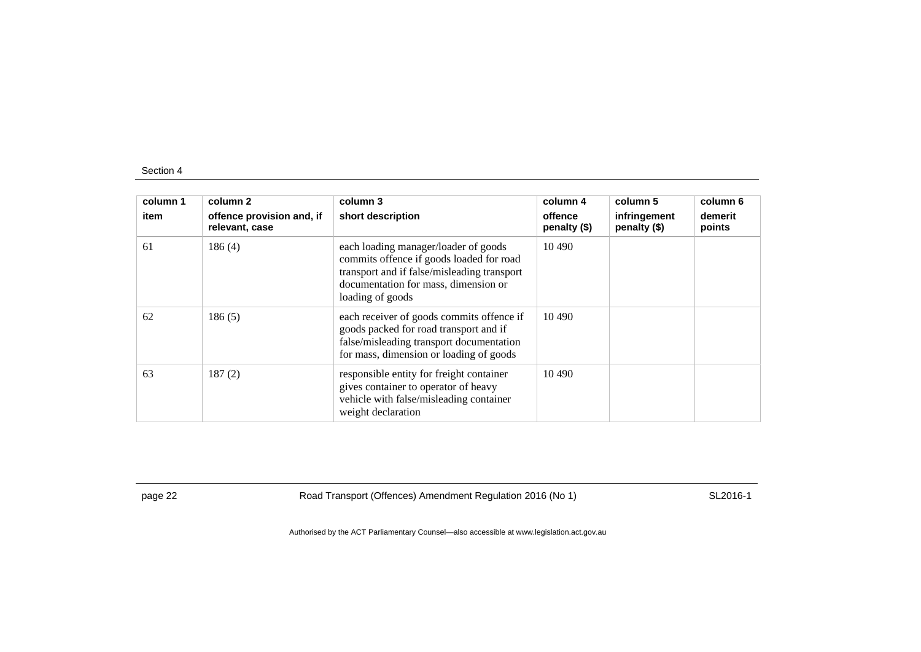| column 1<br>item | column 2<br>offence provision and, if relevant, case | column 3<br>short description | column 4<br>offence penalty ($) | column 5<br>infringement penalty ($) | column 6<br>demerit points |
|---|---|---|---|---|---|
| 61 | 186 (4) | each loading manager/loader of goods commits offence if goods loaded for road transport and if false/misleading transport documentation for mass, dimension or loading of goods | 10 490 | | |
| 62 | 186 (5) | each receiver of goods commits offence if goods packed for road transport and if false/misleading transport documentation for mass, dimension or loading of goods | 10 490 | | |
| 63 | 187 (2) | responsible entity for freight container gives container to operator of heavy vehicle with false/misleading container weight declaration | 10 490 | | |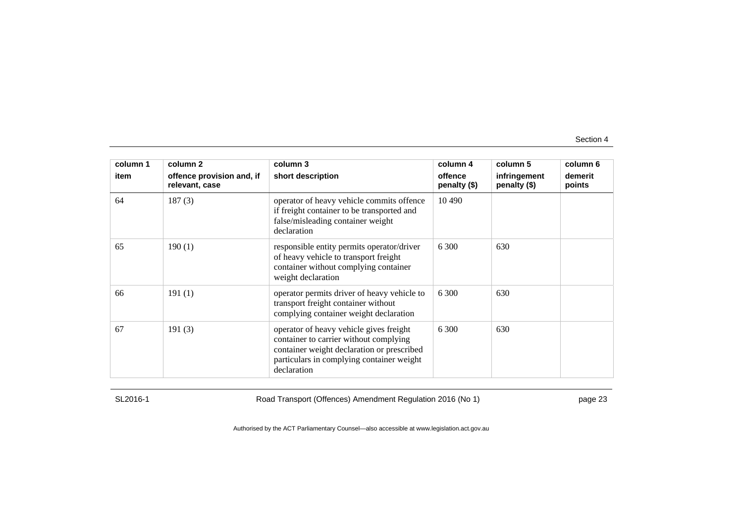| column 1<br>item | column 2<br>offence provision and, if relevant, case | column 3<br>short description | column 4<br>offence penalty ($) | column 5<br>infringement penalty ($) | column 6<br>demerit points |
|---|---|---|---|---|---|
| 64 | 187 (3) | operator of heavy vehicle commits offence if freight container to be transported and false/misleading container weight declaration | 10 490 | | |
| 65 | 190 (1) | responsible entity permits operator/driver of heavy vehicle to transport freight container without complying container weight declaration | 6 300 | 630 | |
| 66 | 191 (1) | operator permits driver of heavy vehicle to transport freight container without complying container weight declaration | 6 300 | 630 | |
| 67 | 191 (3) | operator of heavy vehicle gives freight container to carrier without complying container weight declaration or prescribed particulars in complying container weight declaration | 6 300 | 630 | |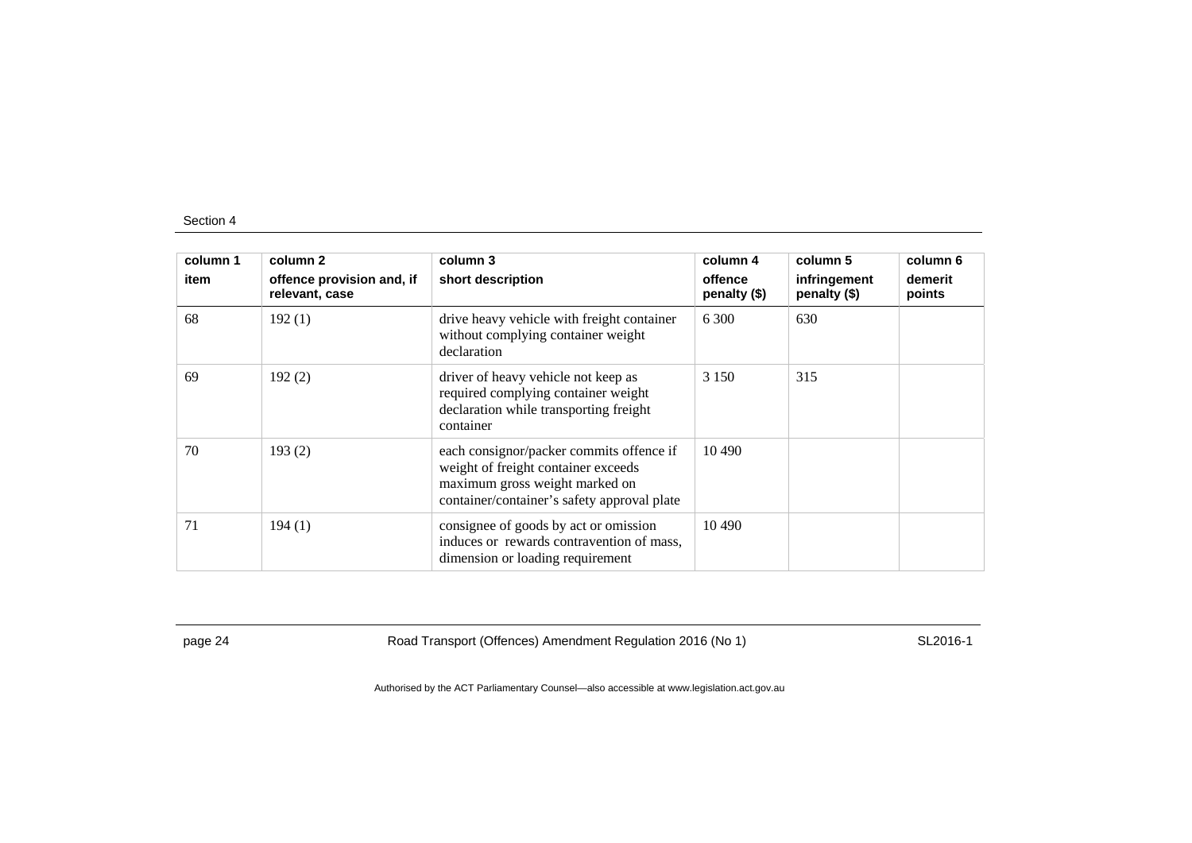| column 1<br>item | column 2<br>offence provision and, if relevant, case | column 3<br>short description | column 4<br>offence penalty ($) | column 5<br>infringement penalty ($) | column 6<br>demerit points |
|---|---|---|---|---|---|
| 68 | 192 (1) | drive heavy vehicle with freight container without complying container weight declaration | 6 300 | 630 | |
| 69 | 192 (2) | driver of heavy vehicle not keep as required complying container weight declaration while transporting freight container | 3 150 | 315 | |
| 70 | 193 (2) | each consignor/packer commits offence if weight of freight container exceeds maximum gross weight marked on container/container's safety approval plate | 10 490 | | |
| 71 | 194 (1) | consignee of goods by act or omission induces or rewards contravention of mass, dimension or loading requirement | 10 490 | | |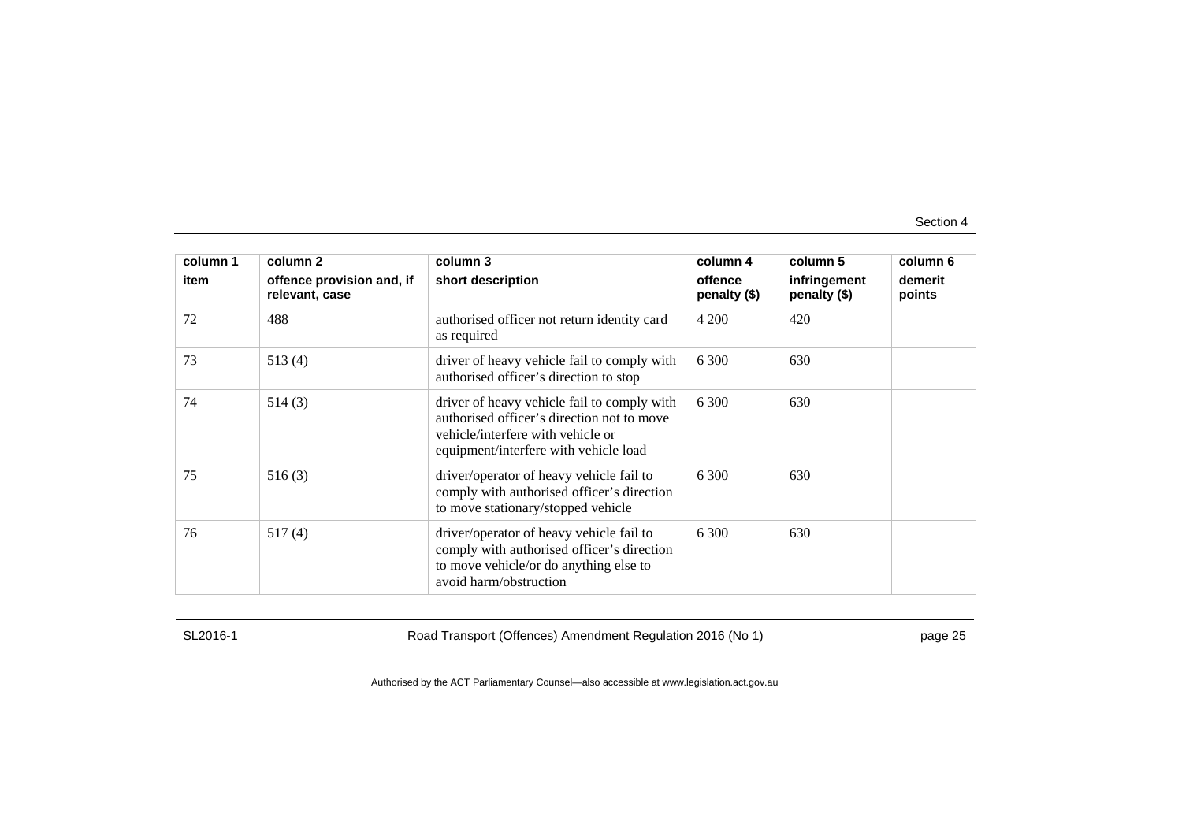| column 1 item | column 2 offence provision and, if relevant, case | column 3 short description | column 4 offence penalty ($) | column 5 infringement penalty ($) | column 6 demerit points |
|---|---|---|---|---|---|
| 72 | 488 | authorised officer not return identity card as required | 4 200 | 420 | |
| 73 | 513 (4) | driver of heavy vehicle fail to comply with authorised officer's direction to stop | 6 300 | 630 | |
| 74 | 514 (3) | driver of heavy vehicle fail to comply with authorised officer's direction not to move vehicle/interfere with vehicle or equipment/interfere with vehicle load | 6 300 | 630 | |
| 75 | 516 (3) | driver/operator of heavy vehicle fail to comply with authorised officer's direction to move stationary/stopped vehicle | 6 300 | 630 | |
| 76 | 517 (4) | driver/operator of heavy vehicle fail to comply with authorised officer's direction to move vehicle/or do anything else to avoid harm/obstruction | 6 300 | 630 | |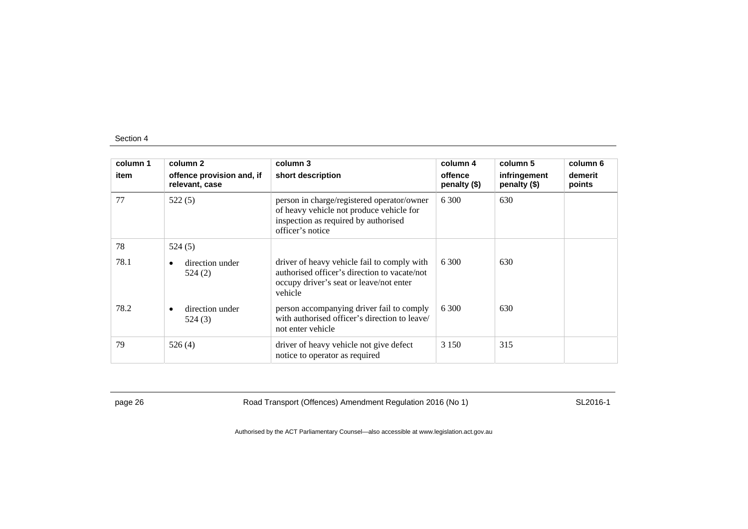| column 1 item | column 2 offence provision and, if relevant, case | column 3 short description | column 4 offence penalty ($) | column 5 infringement penalty ($) | column 6 demerit points |
|---|---|---|---|---|---|
| 77 | 522 (5) | person in charge/registered operator/owner of heavy vehicle not produce vehicle for inspection as required by authorised officer's notice | 6 300 | 630 | |
| 78 | 524 (5) | | | | |
| 78.1 | • direction under 524 (2) | driver of heavy vehicle fail to comply with authorised officer's direction to vacate/not occupy driver's seat or leave/not enter vehicle | 6 300 | 630 | |
| 78.2 | • direction under 524 (3) | person accompanying driver fail to comply with authorised officer's direction to leave/ not enter vehicle | 6 300 | 630 | |
| 79 | 526 (4) | driver of heavy vehicle not give defect notice to operator as required | 3 150 | 315 | |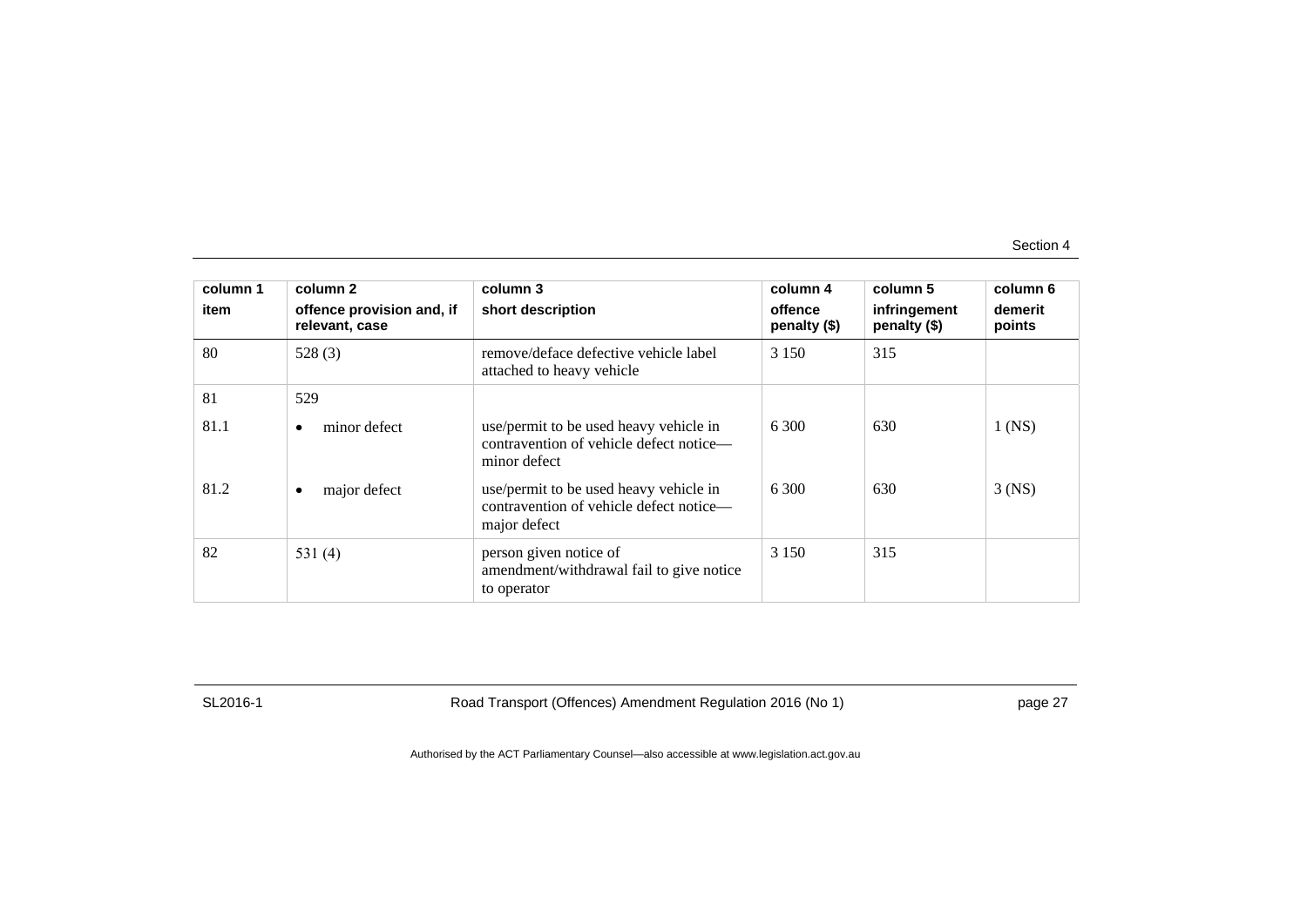| column 1 item | column 2 offence provision and, if relevant, case | column 3 short description | column 4 offence penalty ($) | column 5 infringement penalty ($) | column 6 demerit points |
|---|---|---|---|---|---|
| 80 | 528 (3) | remove/deface defective vehicle label attached to heavy vehicle | 3 150 | 315 | |
| 81 | 529 | | | | |
| 81.1 | • minor defect | use/permit to be used heavy vehicle in contravention of vehicle defect notice—minor defect | 6 300 | 630 | 1 (NS) |
| 81.2 | • major defect | use/permit to be used heavy vehicle in contravention of vehicle defect notice—major defect | 6 300 | 630 | 3 (NS) |
| 82 | 531 (4) | person given notice of amendment/withdrawal fail to give notice to operator | 3 150 | 315 | |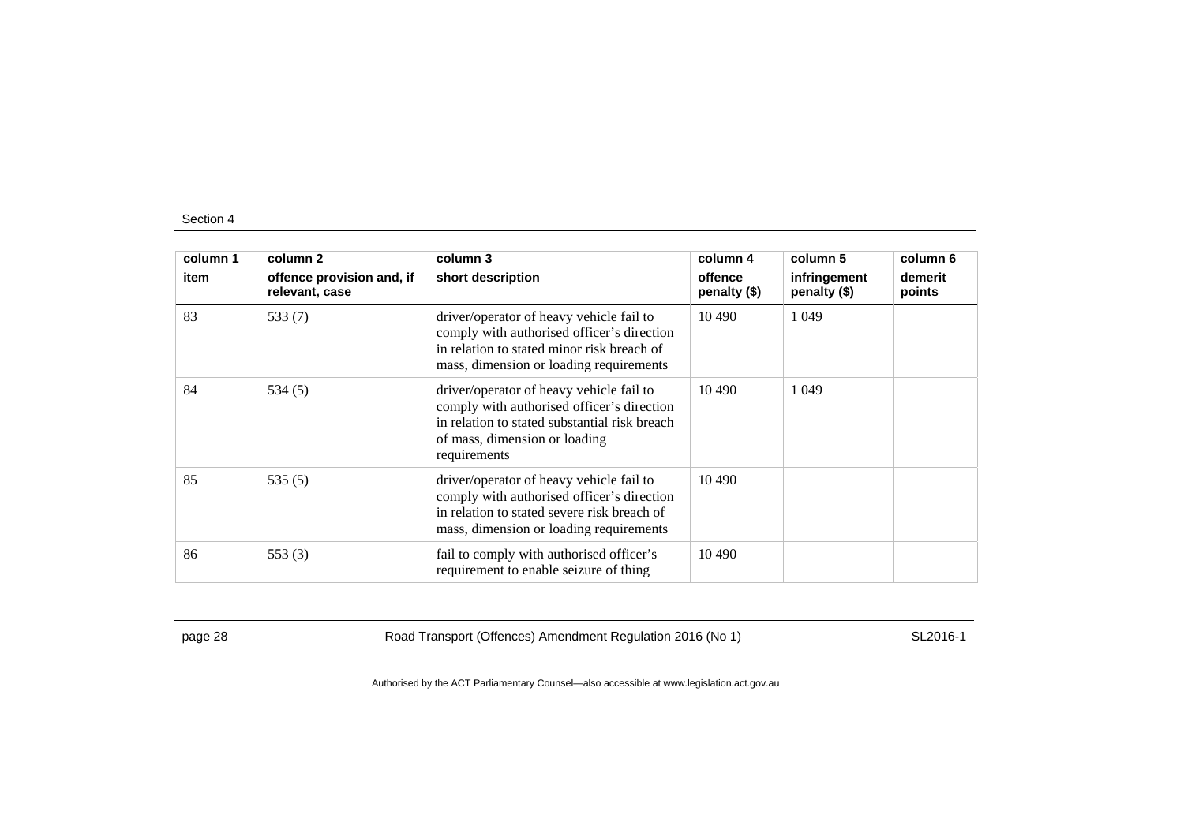| column 1<br>item | column 2<br>offence provision and, if relevant, case | column 3<br>short description | column 4<br>offence penalty ($) | column 5<br>infringement penalty ($) | column 6<br>demerit points |
|---|---|---|---|---|---|
| 83 | 533 (7) | driver/operator of heavy vehicle fail to comply with authorised officer's direction in relation to stated minor risk breach of mass, dimension or loading requirements | 10 490 | 1 049 | |
| 84 | 534 (5) | driver/operator of heavy vehicle fail to comply with authorised officer's direction in relation to stated substantial risk breach of mass, dimension or loading requirements | 10 490 | 1 049 | |
| 85 | 535 (5) | driver/operator of heavy vehicle fail to comply with authorised officer's direction in relation to stated severe risk breach of mass, dimension or loading requirements | 10 490 | | |
| 86 | 553 (3) | fail to comply with authorised officer's requirement to enable seizure of thing | 10 490 | | |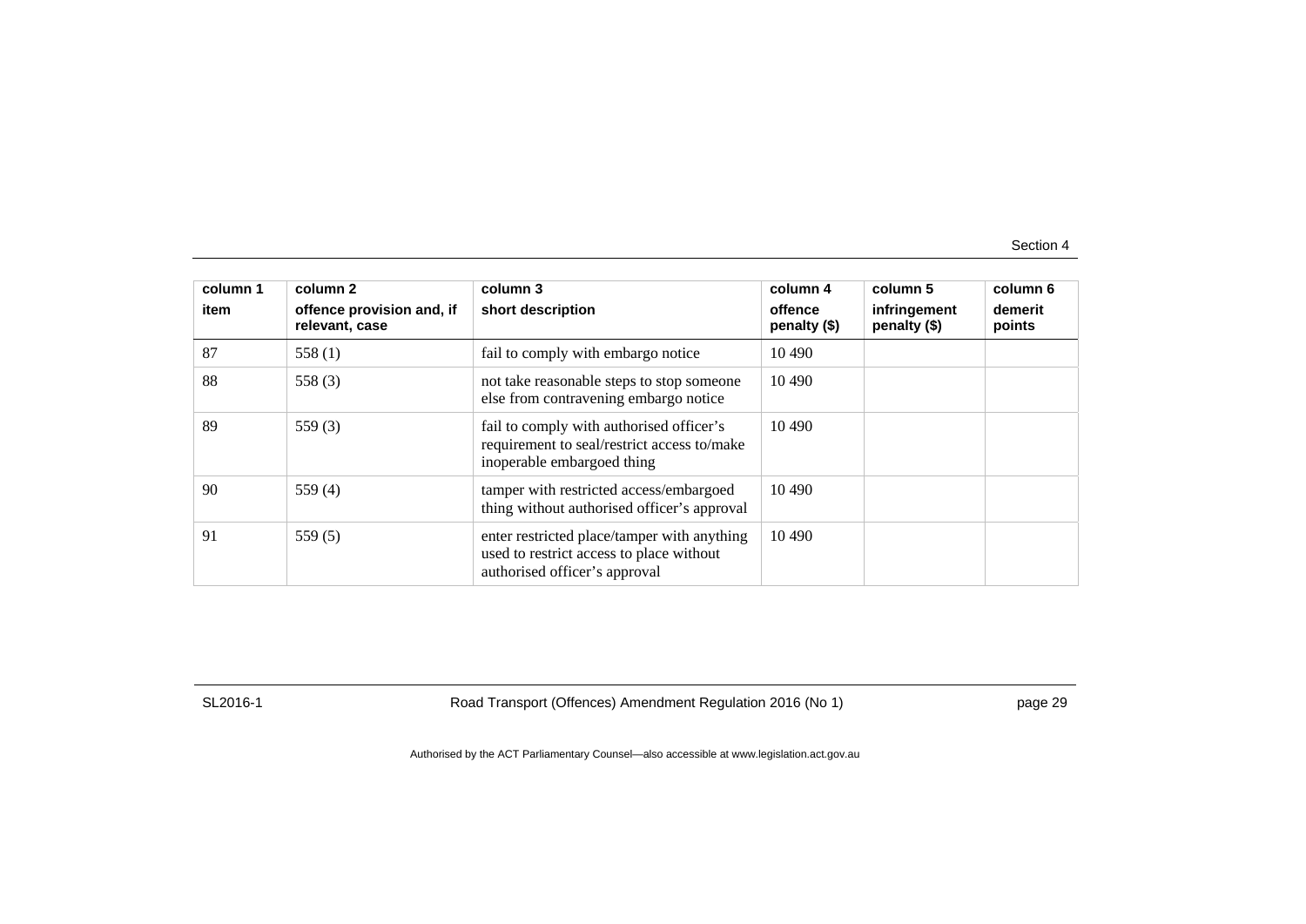| column 1<br>item | column 2<br>offence provision and, if relevant, case | column 3<br>short description | column 4<br>offence penalty ($) | column 5<br>infringement penalty ($) | column 6<br>demerit points |
|---|---|---|---|---|---|
| 87 | 558 (1) | fail to comply with embargo notice | 10 490 | | |
| 88 | 558 (3) | not take reasonable steps to stop someone else from contravening embargo notice | 10 490 | | |
| 89 | 559 (3) | fail to comply with authorised officer's requirement to seal/restrict access to/make inoperable embargoed thing | 10 490 | | |
| 90 | 559 (4) | tamper with restricted access/embargoed thing without authorised officer's approval | 10 490 | | |
| 91 | 559 (5) | enter restricted place/tamper with anything used to restrict access to place without authorised officer's approval | 10 490 | | |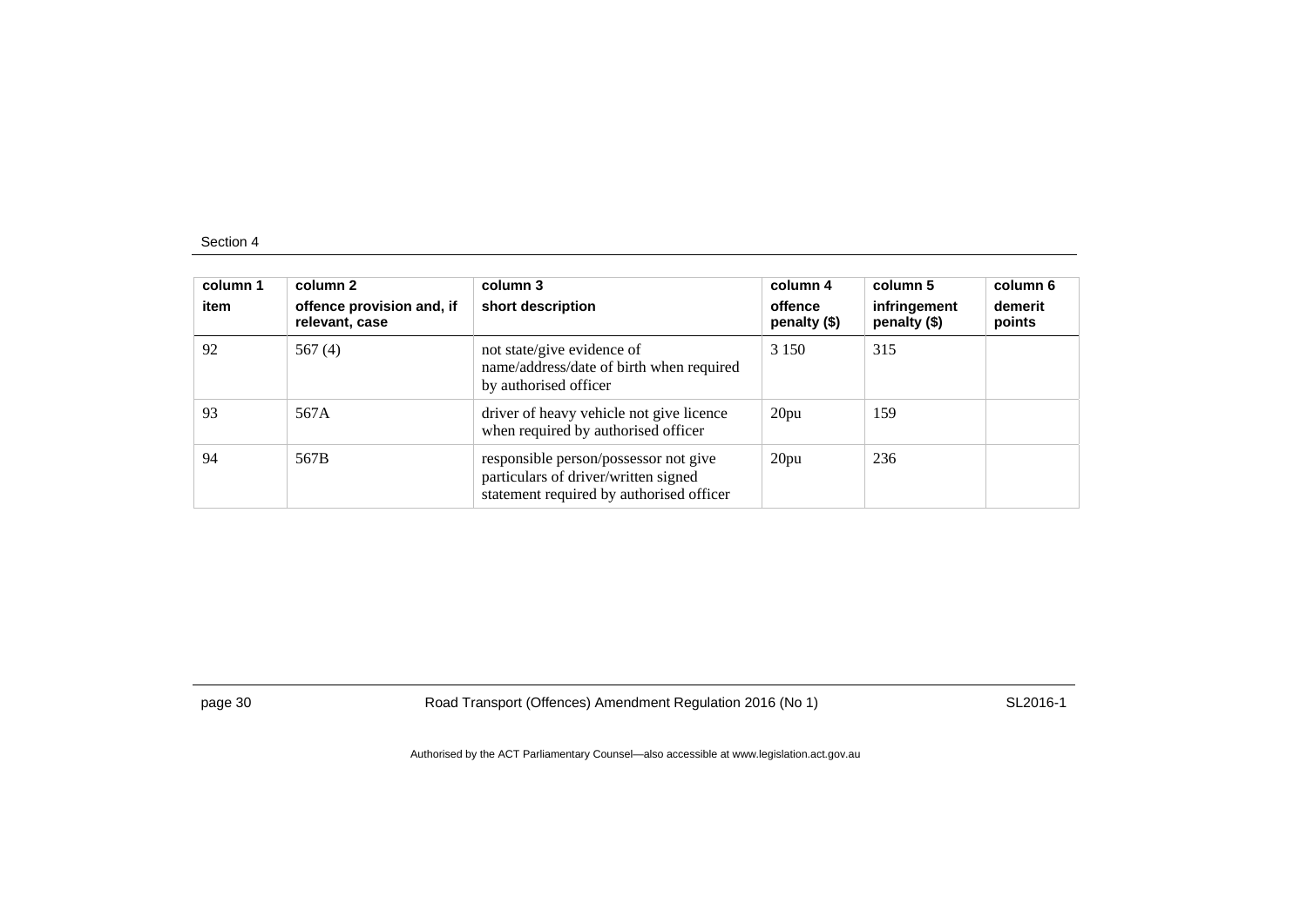| column 1<br>item | column 2<br>offence provision and, if relevant, case | column 3<br>short description | column 4<br>offence penalty ($) | column 5<br>infringement penalty ($) | column 6<br>demerit points |
|---|---|---|---|---|---|
| 92 | 567 (4) | not state/give evidence of name/address/date of birth when required by authorised officer | 3 150 | 315 | |
| 93 | 567A | driver of heavy vehicle not give licence when required by authorised officer | 20pu | 159 | |
| 94 | 567B | responsible person/possessor not give particulars of driver/written signed statement required by authorised officer | 20pu | 236 | |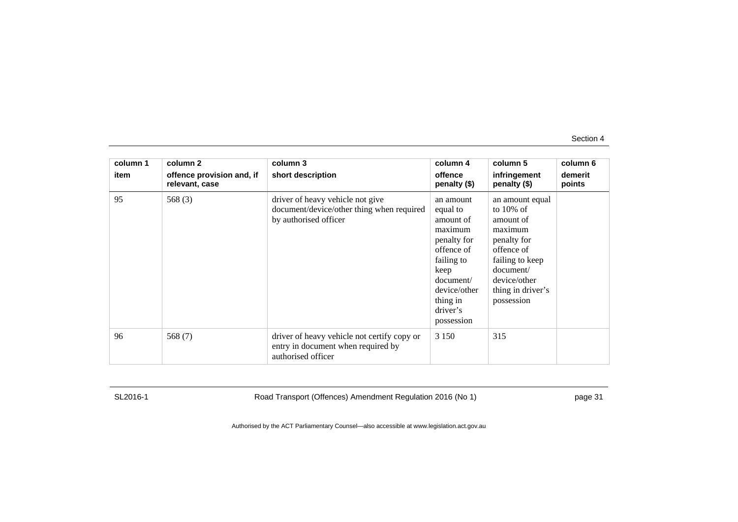| column 1<br>item | column 2<br>offence provision and, if relevant, case | column 3<br>short description | column 4<br>offence penalty ($) | column 5<br>infringement penalty ($) | column 6<br>demerit points |
|---|---|---|---|---|---|
| 95 | 568 (3) | driver of heavy vehicle not give document/device/other thing when required by authorised officer | an amount equal to amount of maximum penalty for offence of failing to keep document/ device/other thing in driver's possession | an amount equal to 10% of amount of maximum penalty for offence of failing to keep document/ device/other thing in driver's possession | |
| 96 | 568 (7) | driver of heavy vehicle not certify copy or entry in document when required by authorised officer | 3 150 | 315 | |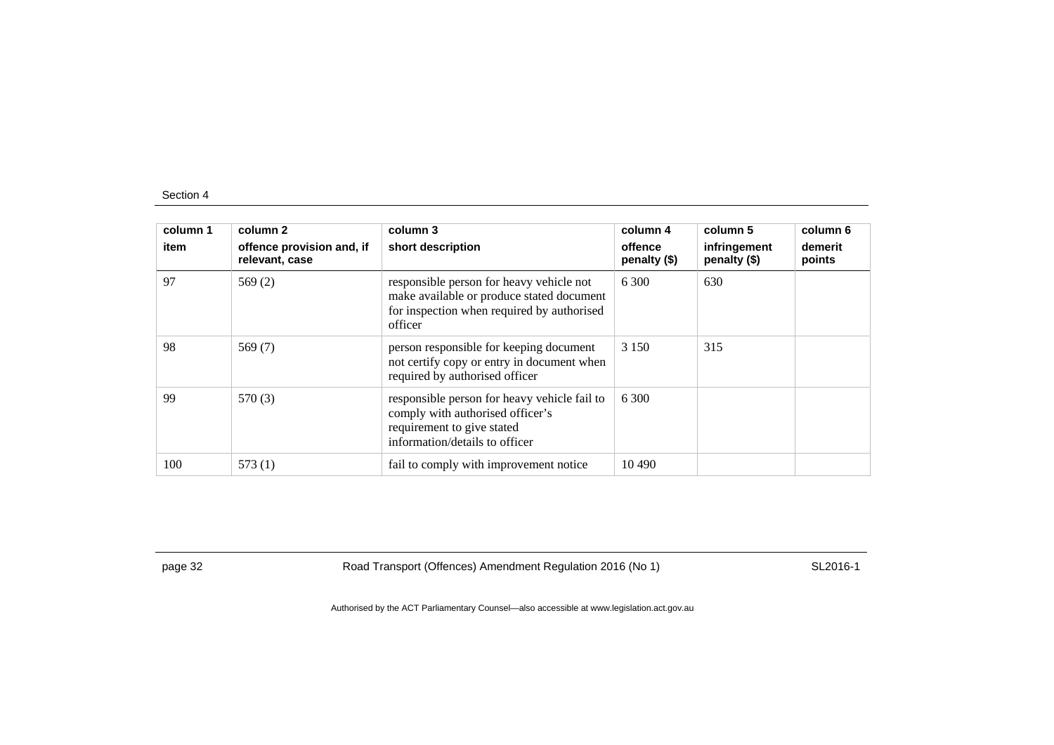| column 1<br>item | column 2<br>offence provision and, if relevant, case | column 3<br>short description | column 4<br>offence penalty ($) | column 5<br>infringement penalty ($) | column 6<br>demerit points |
|---|---|---|---|---|---|
| 97 | 569 (2) | responsible person for heavy vehicle not make available or produce stated document for inspection when required by authorised officer | 6 300 | 630 | |
| 98 | 569 (7) | person responsible for keeping document not certify copy or entry in document when required by authorised officer | 3 150 | 315 | |
| 99 | 570 (3) | responsible person for heavy vehicle fail to comply with authorised officer's requirement to give stated information/details to officer | 6 300 | | |
| 100 | 573 (1) | fail to comply with improvement notice | 10 490 | | |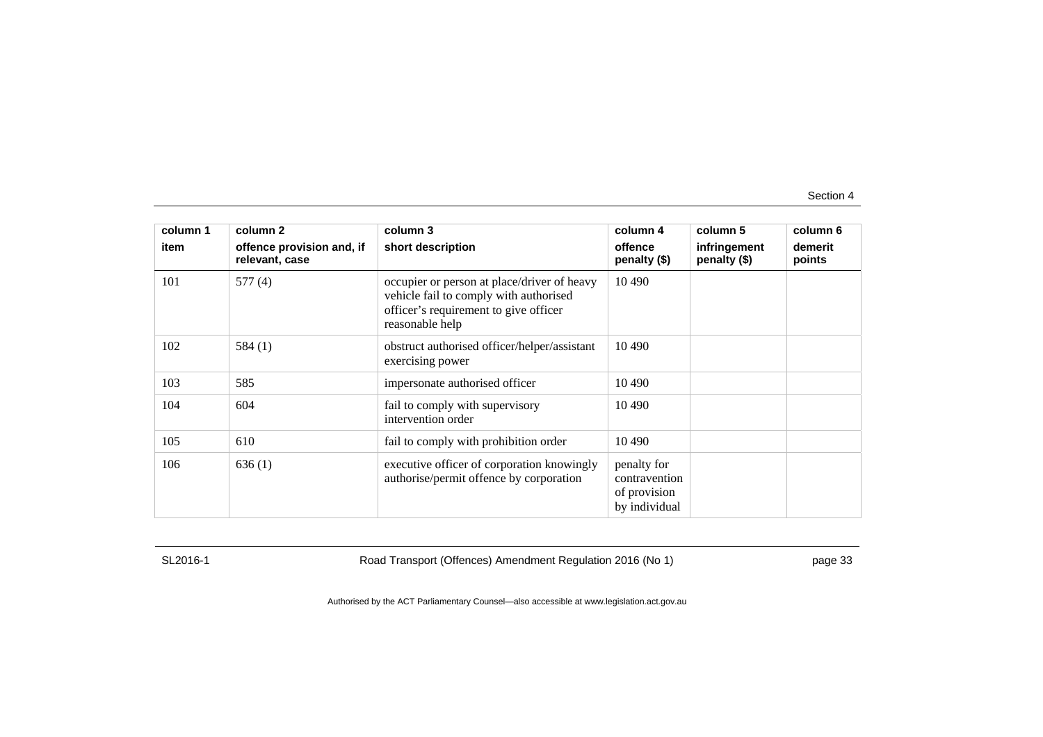| column 1<br>item | column 2<br>offence provision and, if relevant, case | column 3<br>short description | column 4<br>offence penalty ($) | column 5<br>infringement penalty ($) | column 6<br>demerit points |
|---|---|---|---|---|---|
| 101 | 577 (4) | occupier or person at place/driver of heavy vehicle fail to comply with authorised officer's requirement to give officer reasonable help | 10 490 | | |
| 102 | 584 (1) | obstruct authorised officer/helper/assistant exercising power | 10 490 | | |
| 103 | 585 | impersonate authorised officer | 10 490 | | |
| 104 | 604 | fail to comply with supervisory intervention order | 10 490 | | |
| 105 | 610 | fail to comply with prohibition order | 10 490 | | |
| 106 | 636 (1) | executive officer of corporation knowingly authorise/permit offence by corporation | penalty for contravention of provision by individual | | |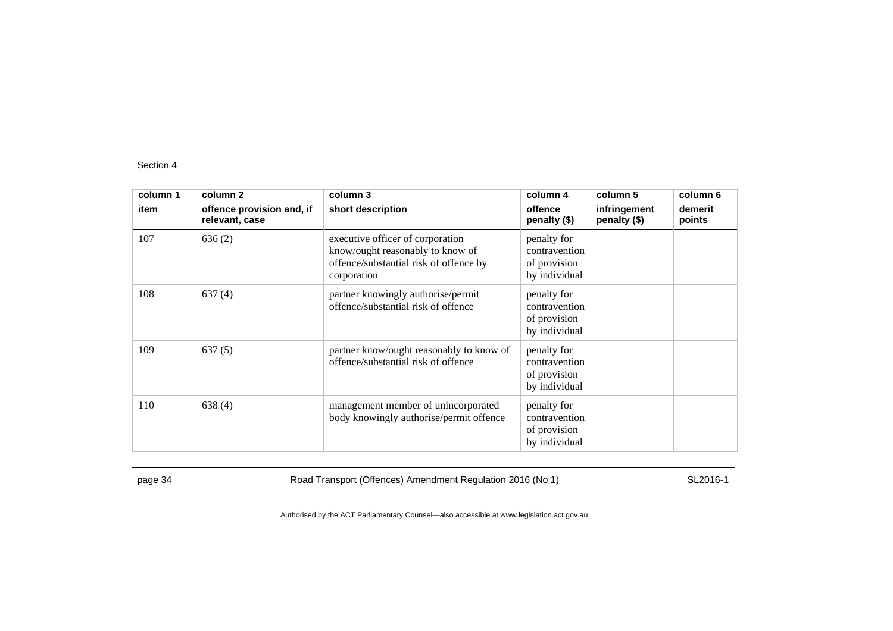| column 1 item | column 2 offence provision and, if relevant, case | column 3 short description | column 4 offence penalty ($) | column 5 infringement penalty ($) | column 6 demerit points |
|---|---|---|---|---|---|
| 107 | 636 (2) | executive officer of corporation know/ought reasonably to know of offence/substantial risk of offence by corporation | penalty for contravention of provision by individual | | |
| 108 | 637 (4) | partner knowingly authorise/permit offence/substantial risk of offence | penalty for contravention of provision by individual | | |
| 109 | 637 (5) | partner know/ought reasonably to know of offence/substantial risk of offence | penalty for contravention of provision by individual | | |
| 110 | 638 (4) | management member of unincorporated body knowingly authorise/permit offence | penalty for contravention of provision by individual | | |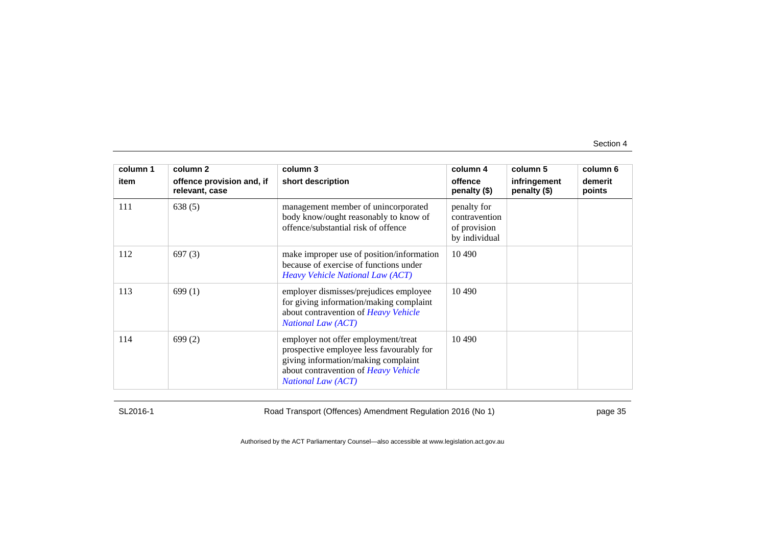| column 1<br>item | column 2<br>offence provision and, if relevant, case | column 3<br>short description | column 4<br>offence penalty ($) | column 5<br>infringement penalty ($) | column 6<br>demerit points |
|---|---|---|---|---|---|
| 111 | 638 (5) | management member of unincorporated body know/ought reasonably to know of offence/substantial risk of offence | penalty for contravention of provision by individual | | |
| 112 | 697 (3) | make improper use of position/information because of exercise of functions under *Heavy Vehicle National Law (ACT)* | 10 490 | | |
| 113 | 699 (1) | employer dismisses/prejudices employee for giving information/making complaint about contravention of *Heavy Vehicle National Law (ACT)* | 10 490 | | |
| 114 | 699 (2) | employer not offer employment/treat prospective employee less favourably for giving information/making complaint about contravention of *Heavy Vehicle National Law (ACT)* | 10 490 | | |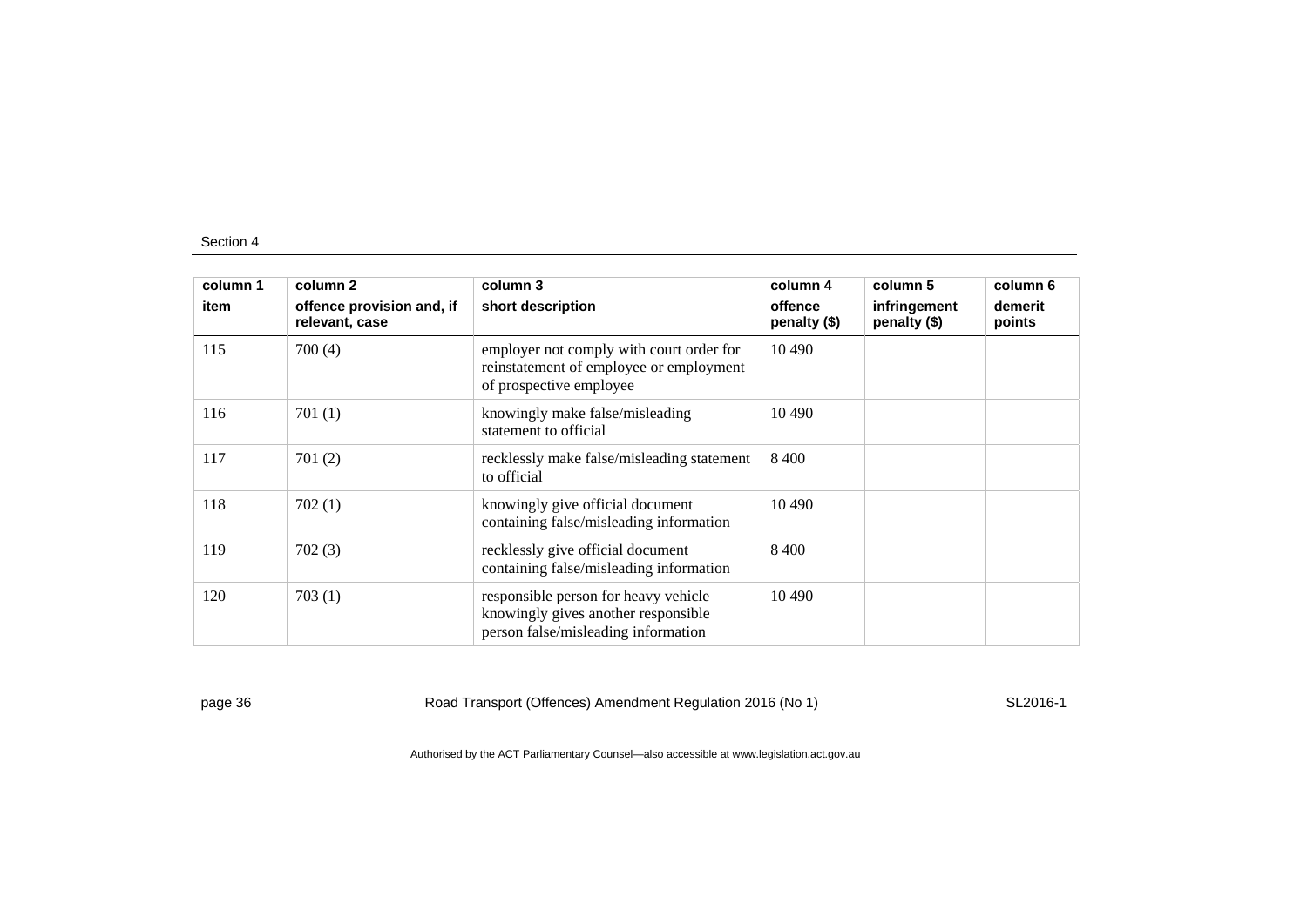| column 1<br>item | column 2<br>offence provision and, if relevant, case | column 3<br>short description | column 4<br>offence penalty ($) | column 5<br>infringement penalty ($) | column 6<br>demerit points |
|---|---|---|---|---|---|
| 115 | 700 (4) | employer not comply with court order for reinstatement of employee or employment of prospective employee | 10 490 | | |
| 116 | 701 (1) | knowingly make false/misleading statement to official | 10 490 | | |
| 117 | 701 (2) | recklessly make false/misleading statement to official | 8 400 | | |
| 118 | 702 (1) | knowingly give official document containing false/misleading information | 10 490 | | |
| 119 | 702 (3) | recklessly give official document containing false/misleading information | 8 400 | | |
| 120 | 703 (1) | responsible person for heavy vehicle knowingly gives another responsible person false/misleading information | 10 490 | | |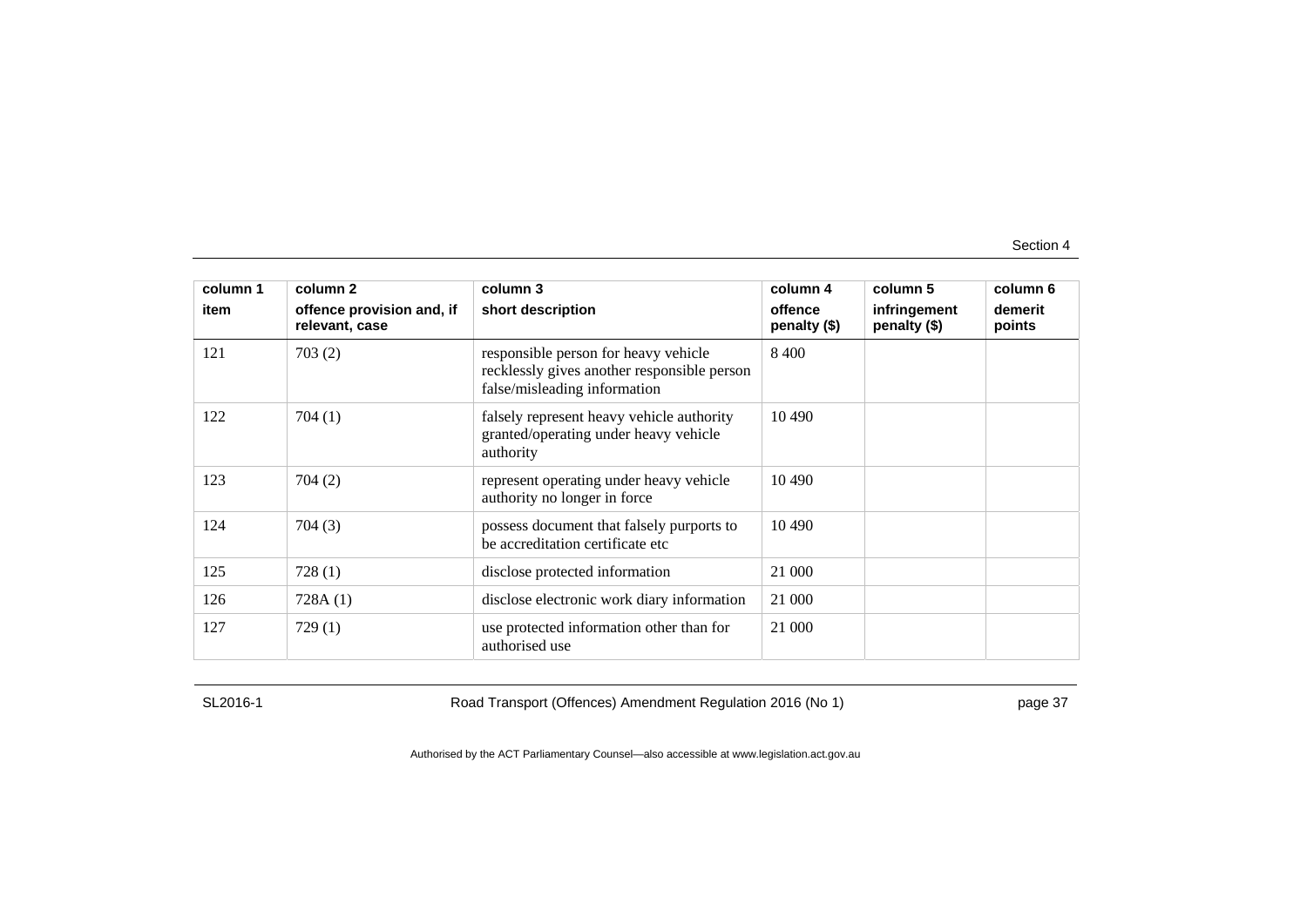| column 1 item | column 2 offence provision and, if relevant, case | column 3 short description | column 4 offence penalty ($) | column 5 infringement penalty ($) | column 6 demerit points |
|---|---|---|---|---|---|
| 121 | 703 (2) | responsible person for heavy vehicle recklessly gives another responsible person false/misleading information | 8 400 | | |
| 122 | 704 (1) | falsely represent heavy vehicle authority granted/operating under heavy vehicle authority | 10 490 | | |
| 123 | 704 (2) | represent operating under heavy vehicle authority no longer in force | 10 490 | | |
| 124 | 704 (3) | possess document that falsely purports to be accreditation certificate etc | 10 490 | | |
| 125 | 728 (1) | disclose protected information | 21 000 | | |
| 126 | 728A (1) | disclose electronic work diary information | 21 000 | | |
| 127 | 729 (1) | use protected information other than for authorised use | 21 000 | | |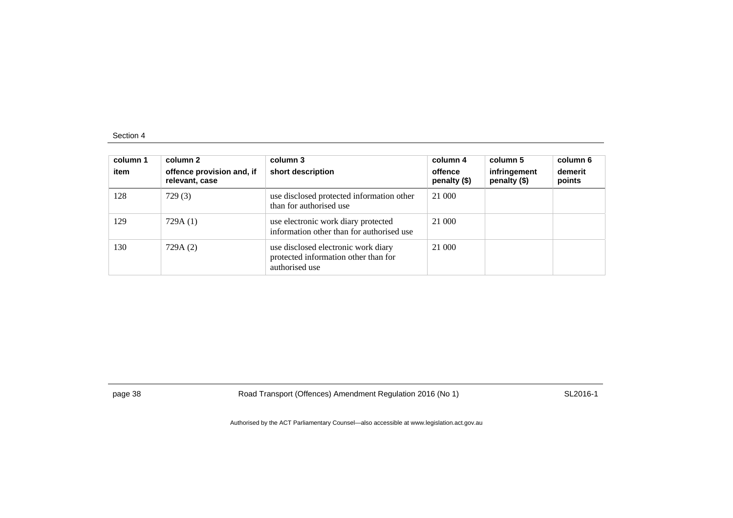| column 1 item | column 2 offence provision and, if relevant, case | column 3 short description | column 4 offence penalty ($) | column 5 infringement penalty ($) | column 6 demerit points |
|---|---|---|---|---|---|
| 128 | 729 (3) | use disclosed protected information other than for authorised use | 21 000 | | |
| 129 | 729A (1) | use electronic work diary protected information other than for authorised use | 21 000 | | |
| 130 | 729A (2) | use disclosed electronic work diary protected information other than for authorised use | 21 000 | | |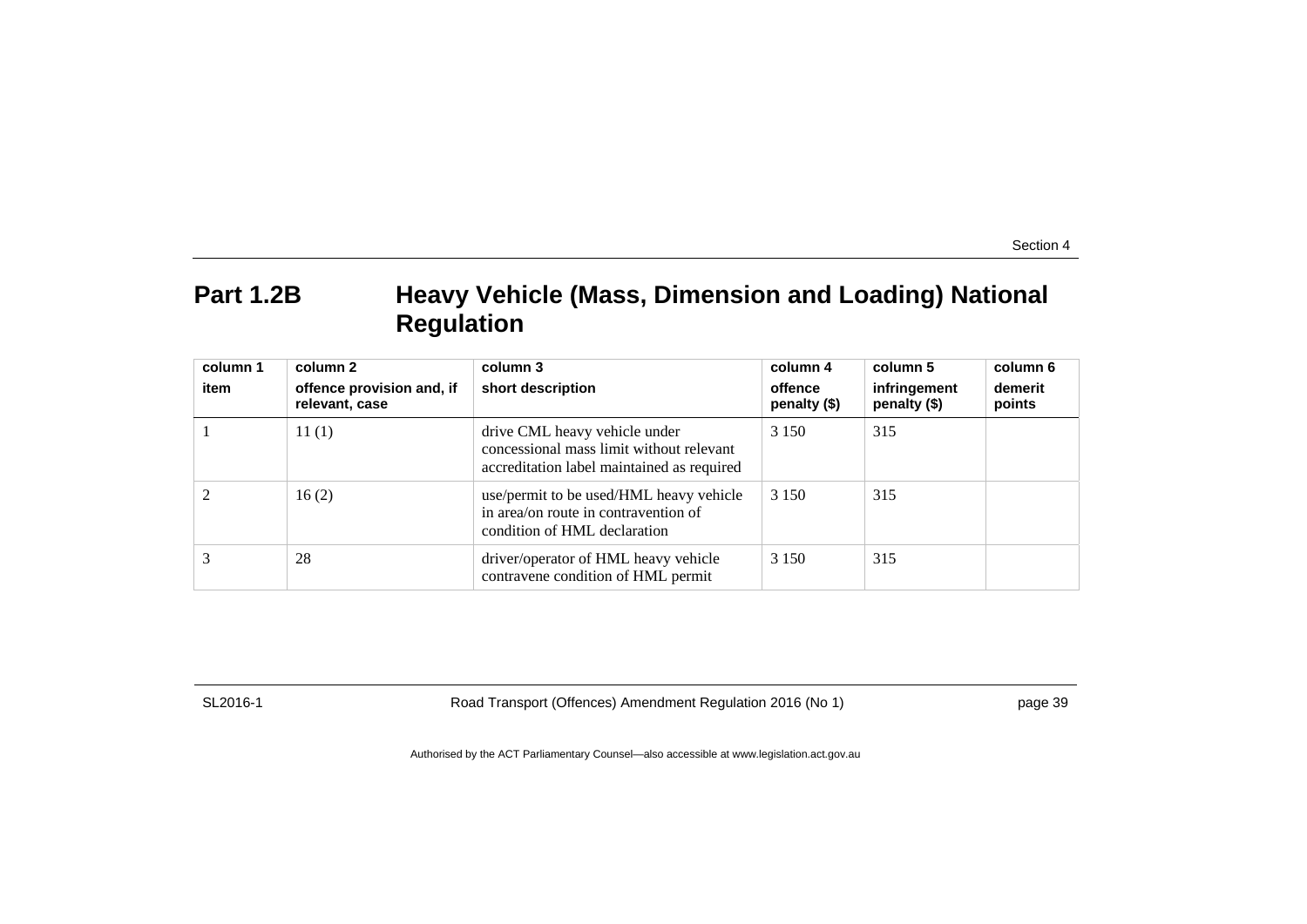## Part 1.2B Heavy Vehicle (Mass, Dimension and Loading) National Regulation

| column 1<br>item | column 2<br>offence provision and, if relevant, case | column 3<br>short description | column 4<br>offence penalty ($) | column 5<br>infringement penalty ($) | column 6<br>demerit points |
|---|---|---|---|---|---|
| 1 | 11 (1) | drive CML heavy vehicle under concessional mass limit without relevant accreditation label maintained as required | 3 150 | 315 | |
| 2 | 16 (2) | use/permit to be used/HML heavy vehicle in area/on route in contravention of condition of HML declaration | 3 150 | 315 | |
| 3 | 28 | driver/operator of HML heavy vehicle contravene condition of HML permit | 3 150 | 315 | |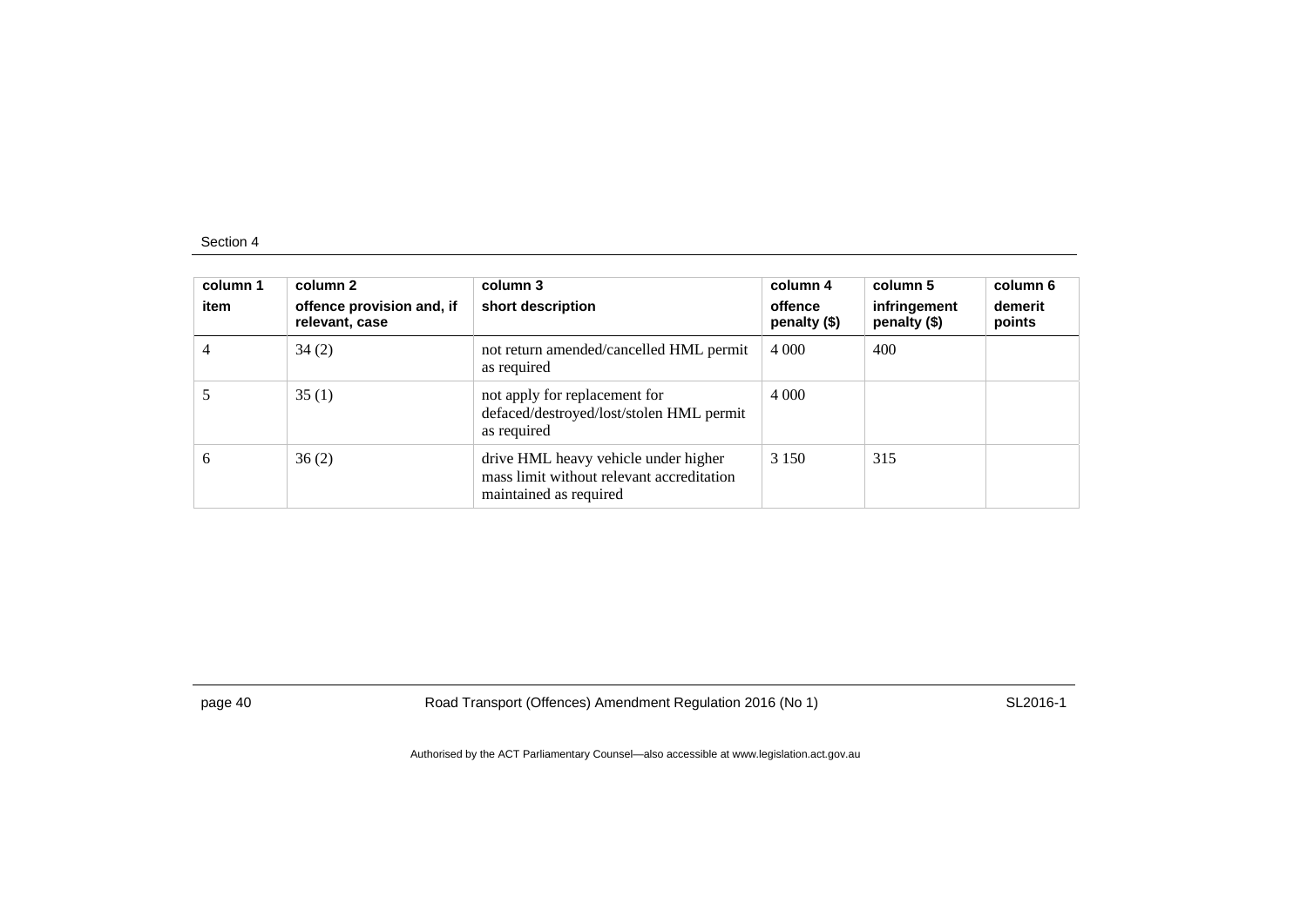| column 1<br>item | column 2<br>offence provision and, if relevant, case | column 3<br>short description | column 4<br>offence penalty ($) | column 5<br>infringement penalty ($) | column 6<br>demerit points |
|---|---|---|---|---|---|
| 4 | 34 (2) | not return amended/cancelled HML permit as required | 4 000 | 400 | |
| 5 | 35 (1) | not apply for replacement for defaced/destroyed/lost/stolen HML permit as required | 4 000 | | |
| 6 | 36 (2) | drive HML heavy vehicle under higher mass limit without relevant accreditation maintained as required | 3 150 | 315 | |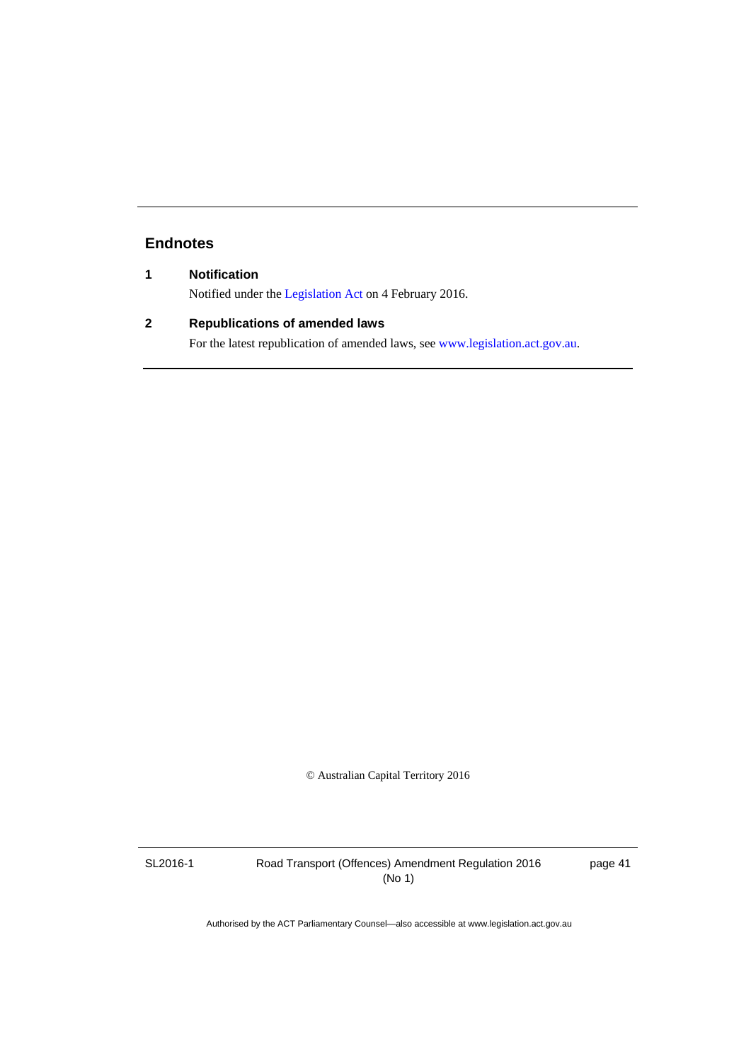## Endnotes

**1 Notification**

Notified under the Legislation Act on 4 February 2016.

**2 Republications of amended laws**

For the latest republication of amended laws, see www.legislation.act.gov.au.

© Australian Capital Territory 2016